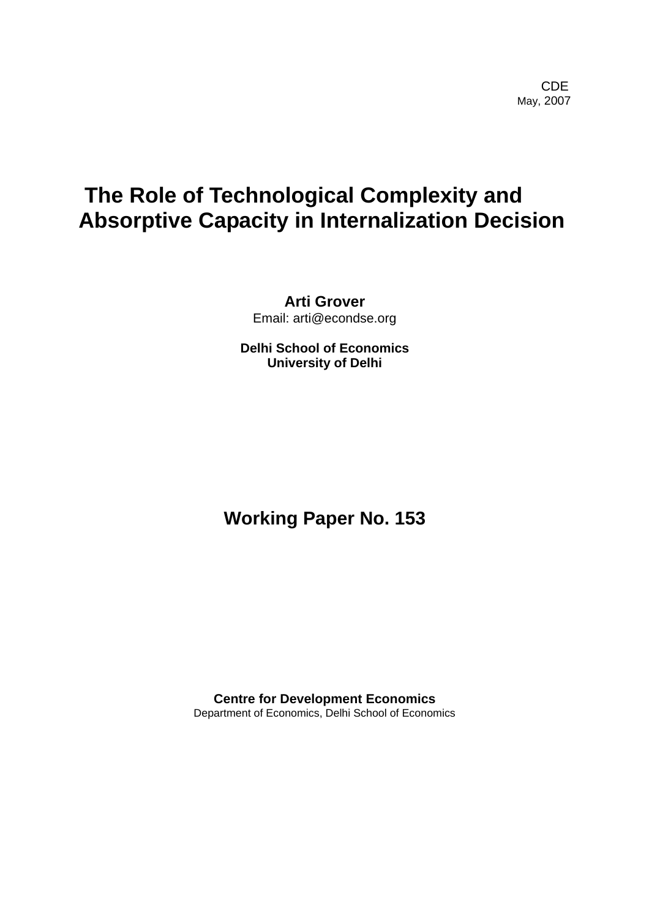CDE
May, 2007

# The Role of Technological Complexity and Absorptive Capacity in Internalization Decision

**Arti Grover**
Email: arti@econdse.org

**Delhi School of Economics**
**University of Delhi**

## Working Paper No. 153

**Centre for Development Economics**
Department of Economics, Delhi School of Economics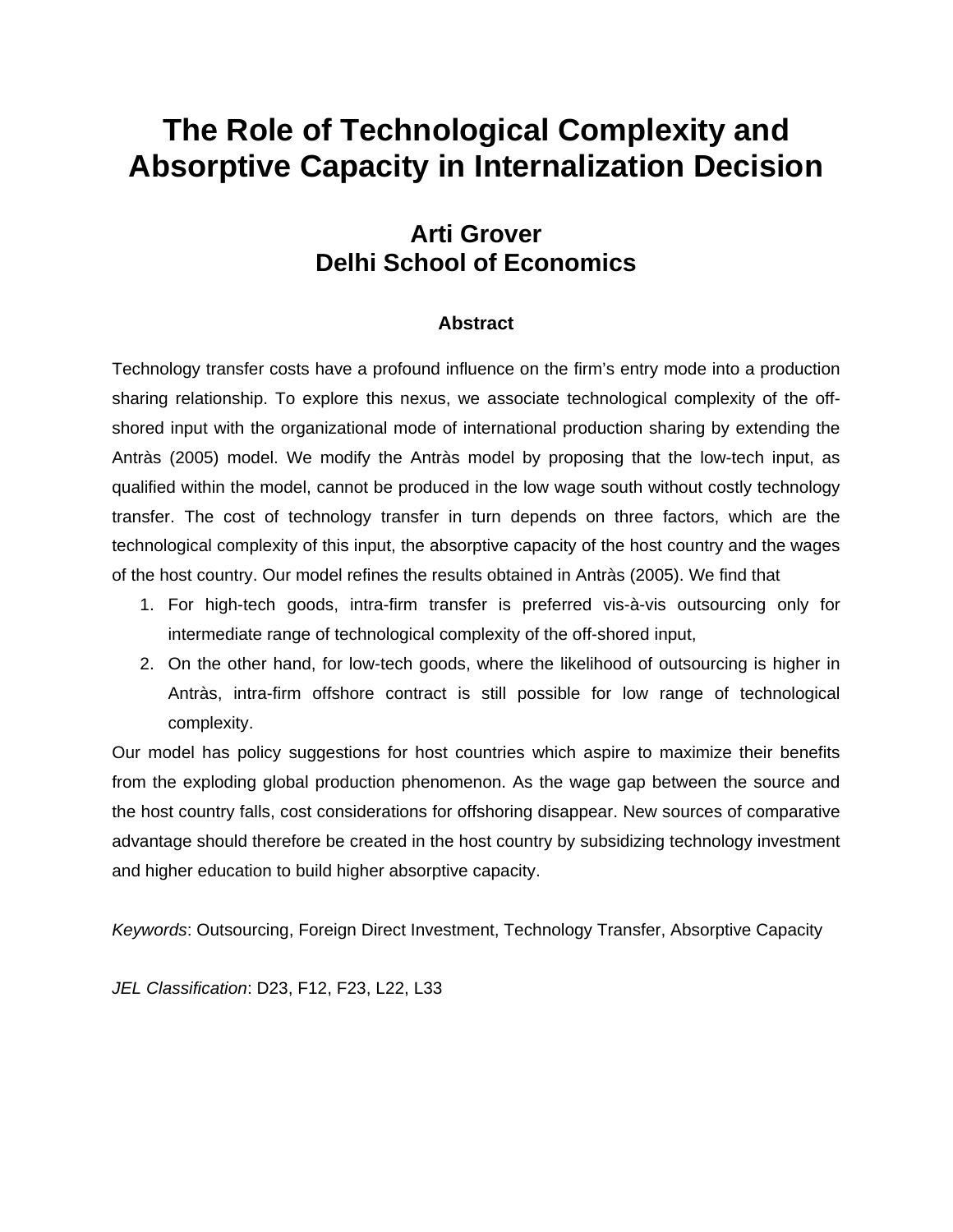# The Role of Technological Complexity and Absorptive Capacity in Internalization Decision

### Arti Grover
### Delhi School of Economics

#### Abstract

Technology transfer costs have a profound influence on the firm's entry mode into a production sharing relationship. To explore this nexus, we associate technological complexity of the off-shored input with the organizational mode of international production sharing by extending the Antràs (2005) model. We modify the Antràs model by proposing that the low-tech input, as qualified within the model, cannot be produced in the low wage south without costly technology transfer. The cost of technology transfer in turn depends on three factors, which are the technological complexity of this input, the absorptive capacity of the host country and the wages of the host country. Our model refines the results obtained in Antràs (2005). We find that

1. For high-tech goods, intra-firm transfer is preferred vis-à-vis outsourcing only for intermediate range of technological complexity of the off-shored input,
2. On the other hand, for low-tech goods, where the likelihood of outsourcing is higher in Antràs, intra-firm offshore contract is still possible for low range of technological complexity.

Our model has policy suggestions for host countries which aspire to maximize their benefits from the exploding global production phenomenon. As the wage gap between the source and the host country falls, cost considerations for offshoring disappear. New sources of comparative advantage should therefore be created in the host country by subsidizing technology investment and higher education to build higher absorptive capacity.

*Keywords*: Outsourcing, Foreign Direct Investment, Technology Transfer, Absorptive Capacity

*JEL Classification*: D23, F12, F23, L22, L33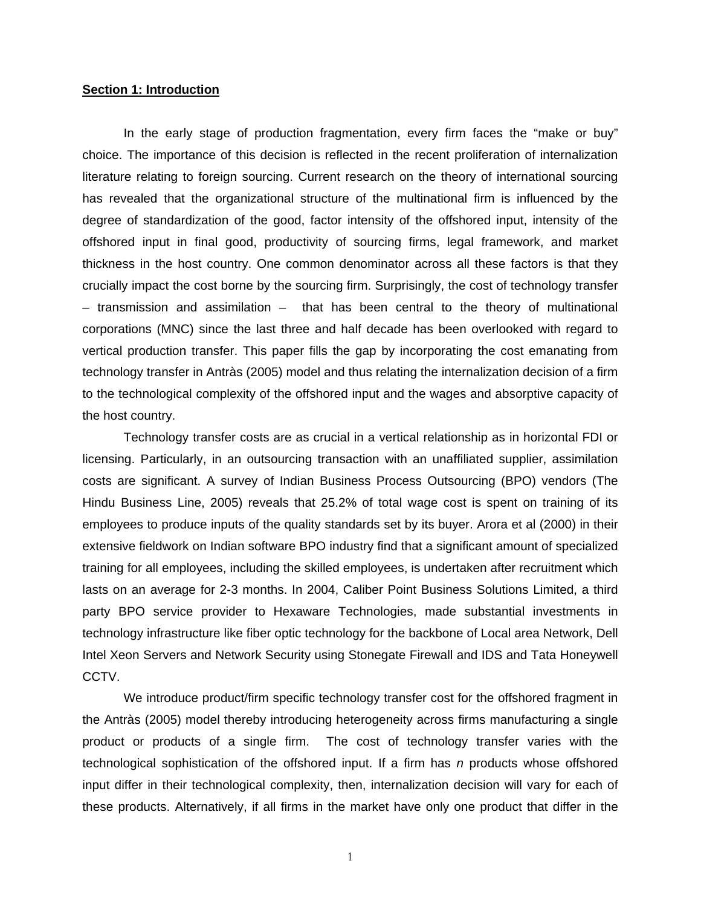**Section 1: Introduction**

In the early stage of production fragmentation, every firm faces the "make or buy" choice. The importance of this decision is reflected in the recent proliferation of internalization literature relating to foreign sourcing. Current research on the theory of international sourcing has revealed that the organizational structure of the multinational firm is influenced by the degree of standardization of the good, factor intensity of the offshored input, intensity of the offshored input in final good, productivity of sourcing firms, legal framework, and market thickness in the host country. One common denominator across all these factors is that they crucially impact the cost borne by the sourcing firm. Surprisingly, the cost of technology transfer – transmission and assimilation – that has been central to the theory of multinational corporations (MNC) since the last three and half decade has been overlooked with regard to vertical production transfer. This paper fills the gap by incorporating the cost emanating from technology transfer in Antràs (2005) model and thus relating the internalization decision of a firm to the technological complexity of the offshored input and the wages and absorptive capacity of the host country.

Technology transfer costs are as crucial in a vertical relationship as in horizontal FDI or licensing. Particularly, in an outsourcing transaction with an unaffiliated supplier, assimilation costs are significant. A survey of Indian Business Process Outsourcing (BPO) vendors (The Hindu Business Line, 2005) reveals that 25.2% of total wage cost is spent on training of its employees to produce inputs of the quality standards set by its buyer. Arora et al (2000) in their extensive fieldwork on Indian software BPO industry find that a significant amount of specialized training for all employees, including the skilled employees, is undertaken after recruitment which lasts on an average for 2-3 months. In 2004, Caliber Point Business Solutions Limited, a third party BPO service provider to Hexaware Technologies, made substantial investments in technology infrastructure like fiber optic technology for the backbone of Local area Network, Dell Intel Xeon Servers and Network Security using Stonegate Firewall and IDS and Tata Honeywell CCTV.

We introduce product/firm specific technology transfer cost for the offshored fragment in the Antràs (2005) model thereby introducing heterogeneity across firms manufacturing a single product or products of a single firm. The cost of technology transfer varies with the technological sophistication of the offshored input. If a firm has *n* products whose offshored input differ in their technological complexity, then, internalization decision will vary for each of these products. Alternatively, if all firms in the market have only one product that differ in the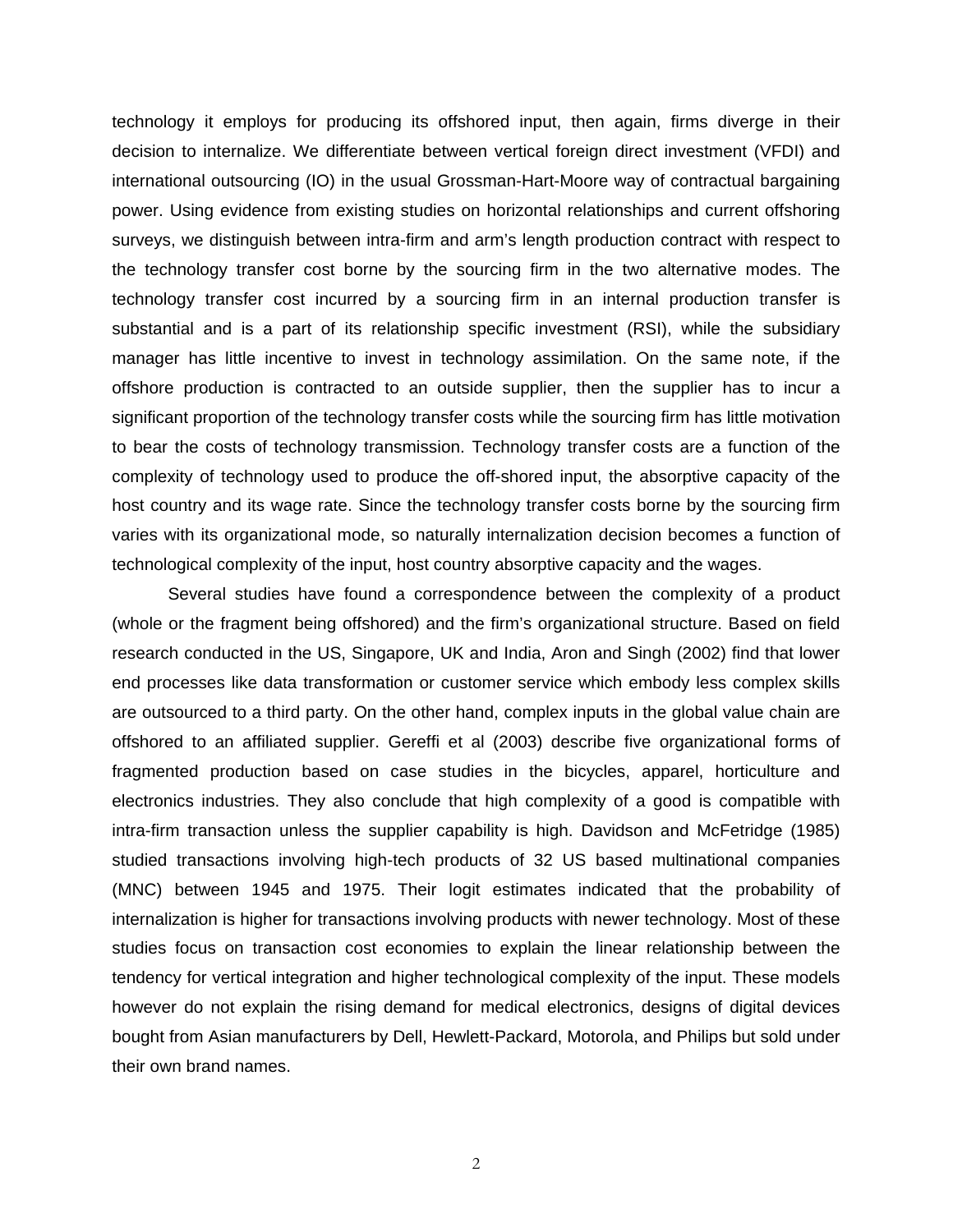technology it employs for producing its offshored input, then again, firms diverge in their decision to internalize. We differentiate between vertical foreign direct investment (VFDI) and international outsourcing (IO) in the usual Grossman-Hart-Moore way of contractual bargaining power. Using evidence from existing studies on horizontal relationships and current offshoring surveys, we distinguish between intra-firm and arm's length production contract with respect to the technology transfer cost borne by the sourcing firm in the two alternative modes. The technology transfer cost incurred by a sourcing firm in an internal production transfer is substantial and is a part of its relationship specific investment (RSI), while the subsidiary manager has little incentive to invest in technology assimilation. On the same note, if the offshore production is contracted to an outside supplier, then the supplier has to incur a significant proportion of the technology transfer costs while the sourcing firm has little motivation to bear the costs of technology transmission. Technology transfer costs are a function of the complexity of technology used to produce the off-shored input, the absorptive capacity of the host country and its wage rate. Since the technology transfer costs borne by the sourcing firm varies with its organizational mode, so naturally internalization decision becomes a function of technological complexity of the input, host country absorptive capacity and the wages.

Several studies have found a correspondence between the complexity of a product (whole or the fragment being offshored) and the firm's organizational structure. Based on field research conducted in the US, Singapore, UK and India, Aron and Singh (2002) find that lower end processes like data transformation or customer service which embody less complex skills are outsourced to a third party. On the other hand, complex inputs in the global value chain are offshored to an affiliated supplier. Gereffi et al (2003) describe five organizational forms of fragmented production based on case studies in the bicycles, apparel, horticulture and electronics industries. They also conclude that high complexity of a good is compatible with intra-firm transaction unless the supplier capability is high. Davidson and McFetridge (1985) studied transactions involving high-tech products of 32 US based multinational companies (MNC) between 1945 and 1975. Their logit estimates indicated that the probability of internalization is higher for transactions involving products with newer technology. Most of these studies focus on transaction cost economies to explain the linear relationship between the tendency for vertical integration and higher technological complexity of the input. These models however do not explain the rising demand for medical electronics, designs of digital devices bought from Asian manufacturers by Dell, Hewlett-Packard, Motorola, and Philips but sold under their own brand names.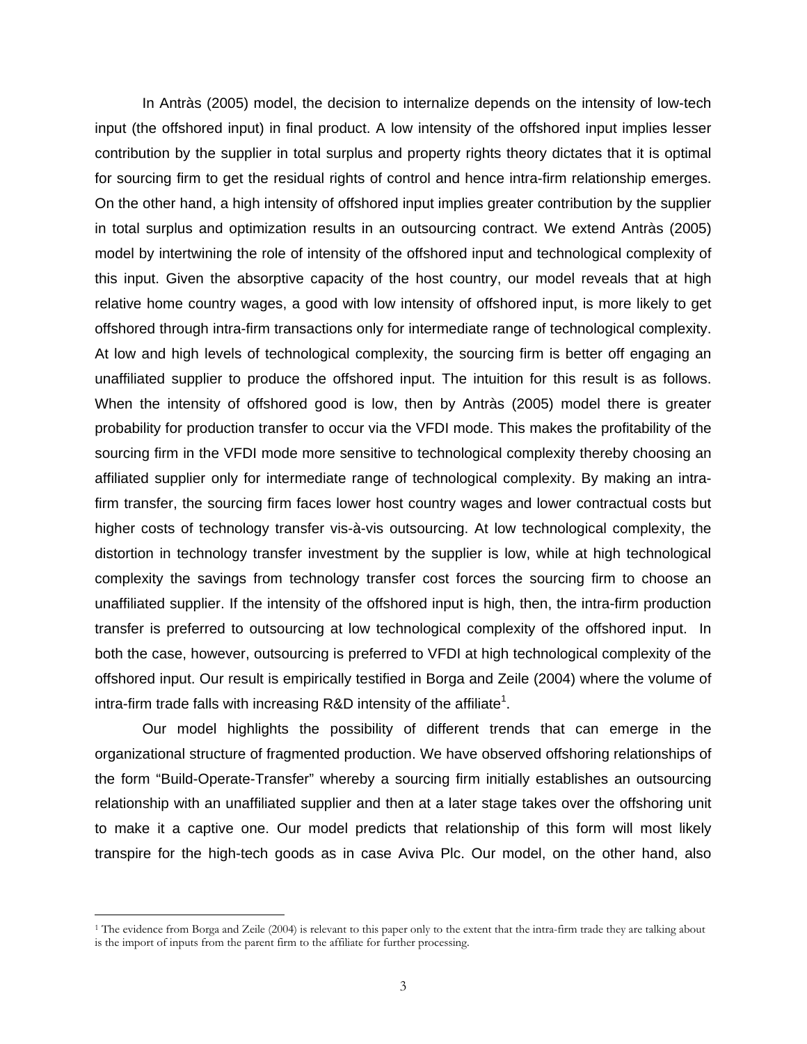In Antràs (2005) model, the decision to internalize depends on the intensity of low-tech input (the offshored input) in final product. A low intensity of the offshored input implies lesser contribution by the supplier in total surplus and property rights theory dictates that it is optimal for sourcing firm to get the residual rights of control and hence intra-firm relationship emerges. On the other hand, a high intensity of offshored input implies greater contribution by the supplier in total surplus and optimization results in an outsourcing contract. We extend Antràs (2005) model by intertwining the role of intensity of the offshored input and technological complexity of this input. Given the absorptive capacity of the host country, our model reveals that at high relative home country wages, a good with low intensity of offshored input, is more likely to get offshored through intra-firm transactions only for intermediate range of technological complexity. At low and high levels of technological complexity, the sourcing firm is better off engaging an unaffiliated supplier to produce the offshored input. The intuition for this result is as follows. When the intensity of offshored good is low, then by Antràs (2005) model there is greater probability for production transfer to occur via the VFDI mode. This makes the profitability of the sourcing firm in the VFDI mode more sensitive to technological complexity thereby choosing an affiliated supplier only for intermediate range of technological complexity. By making an intra-firm transfer, the sourcing firm faces lower host country wages and lower contractual costs but higher costs of technology transfer vis-à-vis outsourcing. At low technological complexity, the distortion in technology transfer investment by the supplier is low, while at high technological complexity the savings from technology transfer cost forces the sourcing firm to choose an unaffiliated supplier. If the intensity of the offshored input is high, then, the intra-firm production transfer is preferred to outsourcing at low technological complexity of the offshored input. In both the case, however, outsourcing is preferred to VFDI at high technological complexity of the offshored input. Our result is empirically testified in Borga and Zeile (2004) where the volume of intra-firm trade falls with increasing R&D intensity of the affiliate[1].

Our model highlights the possibility of different trends that can emerge in the organizational structure of fragmented production. We have observed offshoring relationships of the form "Build-Operate-Transfer" whereby a sourcing firm initially establishes an outsourcing relationship with an unaffiliated supplier and then at a later stage takes over the offshoring unit to make it a captive one. Our model predicts that relationship of this form will most likely transpire for the high-tech goods as in case Aviva Plc. Our model, on the other hand, also

[1] The evidence from Borga and Zeile (2004) is relevant to this paper only to the extent that the intra-firm trade they are talking about is the import of inputs from the parent firm to the affiliate for further processing.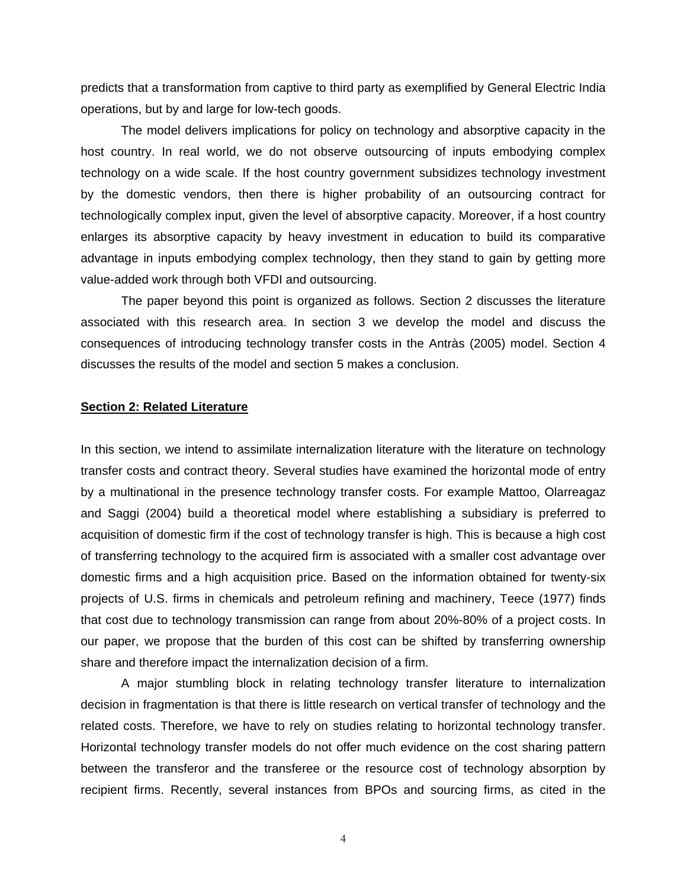predicts that a transformation from captive to third party as exemplified by General Electric India operations, but by and large for low-tech goods.

The model delivers implications for policy on technology and absorptive capacity in the host country. In real world, we do not observe outsourcing of inputs embodying complex technology on a wide scale. If the host country government subsidizes technology investment by the domestic vendors, then there is higher probability of an outsourcing contract for technologically complex input, given the level of absorptive capacity. Moreover, if a host country enlarges its absorptive capacity by heavy investment in education to build its comparative advantage in inputs embodying complex technology, then they stand to gain by getting more value-added work through both VFDI and outsourcing.

The paper beyond this point is organized as follows. Section 2 discusses the literature associated with this research area. In section 3 we develop the model and discuss the consequences of introducing technology transfer costs in the Antràs (2005) model. Section 4 discusses the results of the model and section 5 makes a conclusion.

## Section 2: Related Literature

In this section, we intend to assimilate internalization literature with the literature on technology transfer costs and contract theory. Several studies have examined the horizontal mode of entry by a multinational in the presence technology transfer costs. For example Mattoo, Olarreagaz and Saggi (2004) build a theoretical model where establishing a subsidiary is preferred to acquisition of domestic firm if the cost of technology transfer is high. This is because a high cost of transferring technology to the acquired firm is associated with a smaller cost advantage over domestic firms and a high acquisition price. Based on the information obtained for twenty-six projects of U.S. firms in chemicals and petroleum refining and machinery, Teece (1977) finds that cost due to technology transmission can range from about 20%-80% of a project costs. In our paper, we propose that the burden of this cost can be shifted by transferring ownership share and therefore impact the internalization decision of a firm.

A major stumbling block in relating technology transfer literature to internalization decision in fragmentation is that there is little research on vertical transfer of technology and the related costs. Therefore, we have to rely on studies relating to horizontal technology transfer. Horizontal technology transfer models do not offer much evidence on the cost sharing pattern between the transferor and the transferee or the resource cost of technology absorption by recipient firms. Recently, several instances from BPOs and sourcing firms, as cited in the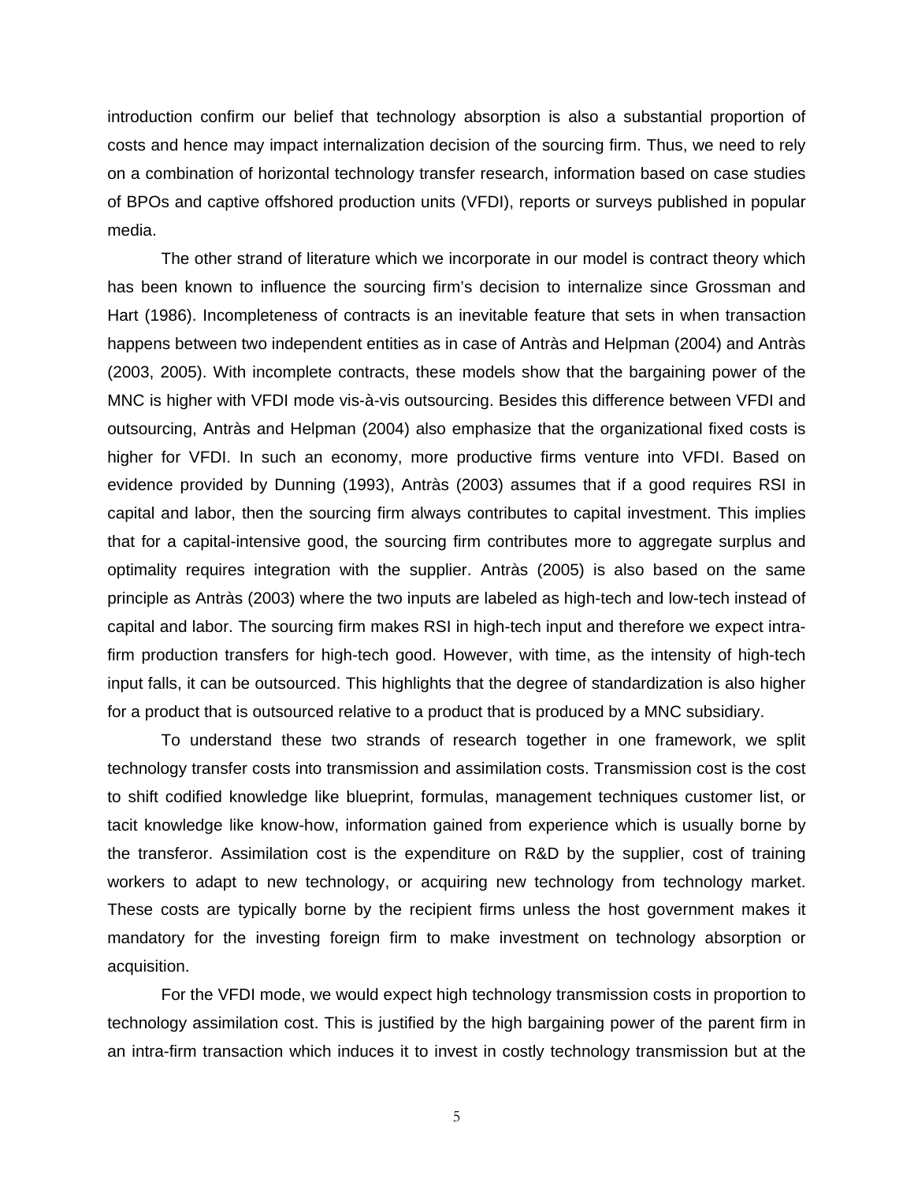introduction confirm our belief that technology absorption is also a substantial proportion of costs and hence may impact internalization decision of the sourcing firm. Thus, we need to rely on a combination of horizontal technology transfer research, information based on case studies of BPOs and captive offshored production units (VFDI), reports or surveys published in popular media.

The other strand of literature which we incorporate in our model is contract theory which has been known to influence the sourcing firm's decision to internalize since Grossman and Hart (1986). Incompleteness of contracts is an inevitable feature that sets in when transaction happens between two independent entities as in case of Antràs and Helpman (2004) and Antràs (2003, 2005). With incomplete contracts, these models show that the bargaining power of the MNC is higher with VFDI mode vis-à-vis outsourcing. Besides this difference between VFDI and outsourcing, Antràs and Helpman (2004) also emphasize that the organizational fixed costs is higher for VFDI. In such an economy, more productive firms venture into VFDI. Based on evidence provided by Dunning (1993), Antràs (2003) assumes that if a good requires RSI in capital and labor, then the sourcing firm always contributes to capital investment. This implies that for a capital-intensive good, the sourcing firm contributes more to aggregate surplus and optimality requires integration with the supplier. Antràs (2005) is also based on the same principle as Antràs (2003) where the two inputs are labeled as high-tech and low-tech instead of capital and labor. The sourcing firm makes RSI in high-tech input and therefore we expect intra-firm production transfers for high-tech good. However, with time, as the intensity of high-tech input falls, it can be outsourced. This highlights that the degree of standardization is also higher for a product that is outsourced relative to a product that is produced by a MNC subsidiary.

To understand these two strands of research together in one framework, we split technology transfer costs into transmission and assimilation costs. Transmission cost is the cost to shift codified knowledge like blueprint, formulas, management techniques customer list, or tacit knowledge like know-how, information gained from experience which is usually borne by the transferor. Assimilation cost is the expenditure on R&D by the supplier, cost of training workers to adapt to new technology, or acquiring new technology from technology market. These costs are typically borne by the recipient firms unless the host government makes it mandatory for the investing foreign firm to make investment on technology absorption or acquisition.

For the VFDI mode, we would expect high technology transmission costs in proportion to technology assimilation cost. This is justified by the high bargaining power of the parent firm in an intra-firm transaction which induces it to invest in costly technology transmission but at the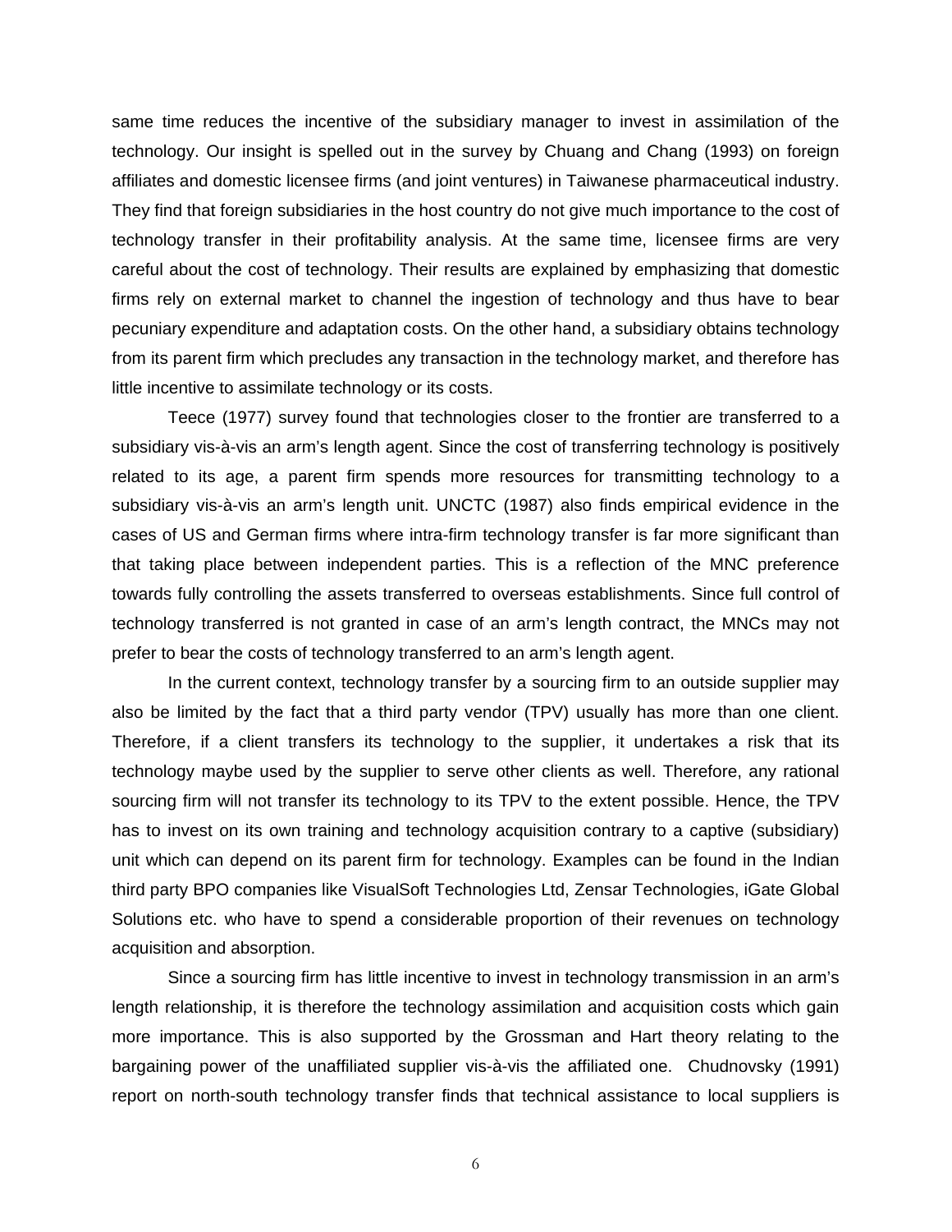same time reduces the incentive of the subsidiary manager to invest in assimilation of the technology. Our insight is spelled out in the survey by Chuang and Chang (1993) on foreign affiliates and domestic licensee firms (and joint ventures) in Taiwanese pharmaceutical industry. They find that foreign subsidiaries in the host country do not give much importance to the cost of technology transfer in their profitability analysis. At the same time, licensee firms are very careful about the cost of technology. Their results are explained by emphasizing that domestic firms rely on external market to channel the ingestion of technology and thus have to bear pecuniary expenditure and adaptation costs. On the other hand, a subsidiary obtains technology from its parent firm which precludes any transaction in the technology market, and therefore has little incentive to assimilate technology or its costs.

Teece (1977) survey found that technologies closer to the frontier are transferred to a subsidiary vis-à-vis an arm's length agent. Since the cost of transferring technology is positively related to its age, a parent firm spends more resources for transmitting technology to a subsidiary vis-à-vis an arm's length unit. UNCTC (1987) also finds empirical evidence in the cases of US and German firms where intra-firm technology transfer is far more significant than that taking place between independent parties. This is a reflection of the MNC preference towards fully controlling the assets transferred to overseas establishments. Since full control of technology transferred is not granted in case of an arm's length contract, the MNCs may not prefer to bear the costs of technology transferred to an arm's length agent.

In the current context, technology transfer by a sourcing firm to an outside supplier may also be limited by the fact that a third party vendor (TPV) usually has more than one client. Therefore, if a client transfers its technology to the supplier, it undertakes a risk that its technology maybe used by the supplier to serve other clients as well. Therefore, any rational sourcing firm will not transfer its technology to its TPV to the extent possible. Hence, the TPV has to invest on its own training and technology acquisition contrary to a captive (subsidiary) unit which can depend on its parent firm for technology. Examples can be found in the Indian third party BPO companies like VisualSoft Technologies Ltd, Zensar Technologies, iGate Global Solutions etc. who have to spend a considerable proportion of their revenues on technology acquisition and absorption.

Since a sourcing firm has little incentive to invest in technology transmission in an arm's length relationship, it is therefore the technology assimilation and acquisition costs which gain more importance. This is also supported by the Grossman and Hart theory relating to the bargaining power of the unaffiliated supplier vis-à-vis the affiliated one. Chudnovsky (1991) report on north-south technology transfer finds that technical assistance to local suppliers is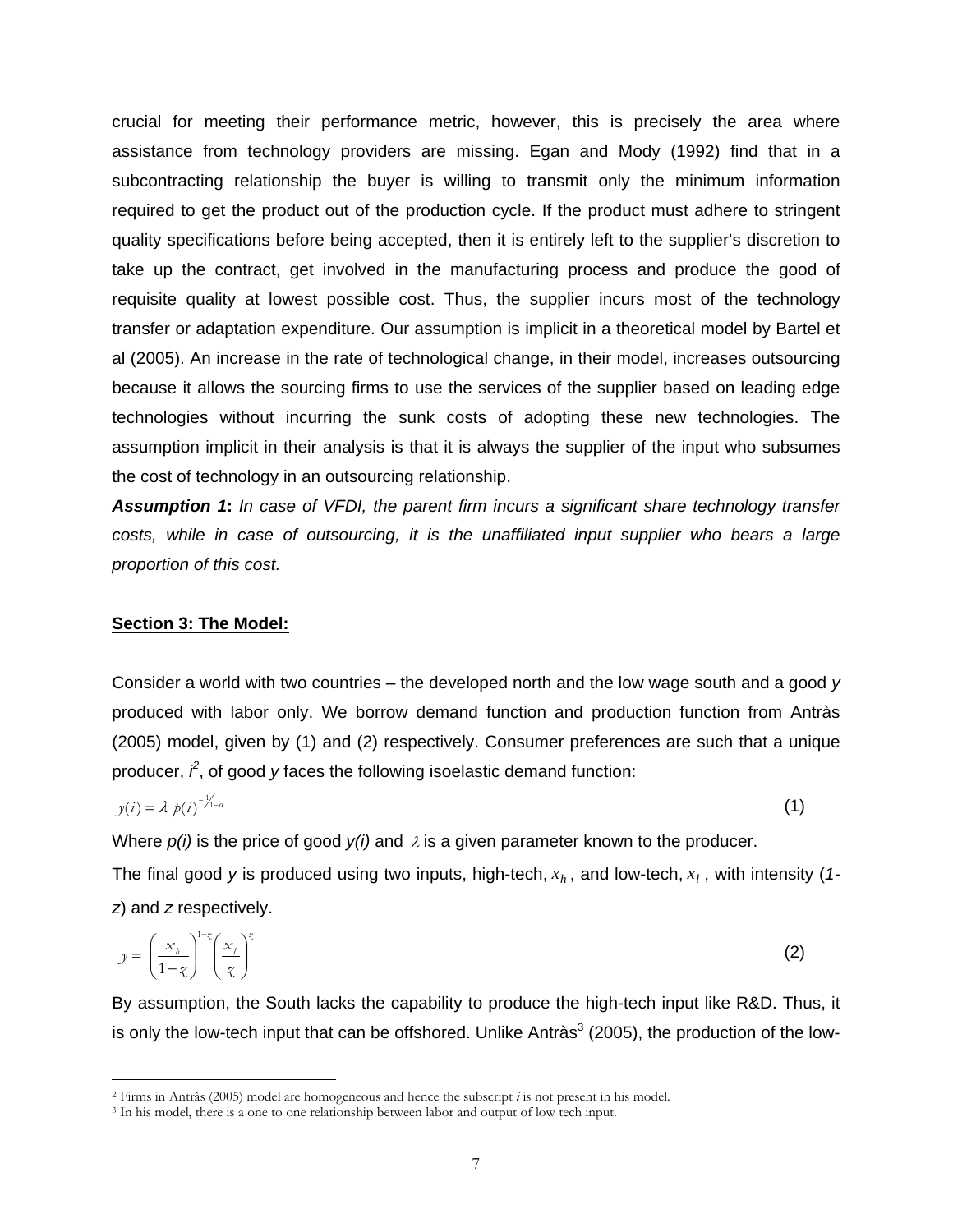crucial for meeting their performance metric, however, this is precisely the area where assistance from technology providers are missing. Egan and Mody (1992) find that in a subcontracting relationship the buyer is willing to transmit only the minimum information required to get the product out of the production cycle. If the product must adhere to stringent quality specifications before being accepted, then it is entirely left to the supplier's discretion to take up the contract, get involved in the manufacturing process and produce the good of requisite quality at lowest possible cost. Thus, the supplier incurs most of the technology transfer or adaptation expenditure. Our assumption is implicit in a theoretical model by Bartel et al (2005). An increase in the rate of technological change, in their model, increases outsourcing because it allows the sourcing firms to use the services of the supplier based on leading edge technologies without incurring the sunk costs of adopting these new technologies. The assumption implicit in their analysis is that it is always the supplier of the input who subsumes the cost of technology in an outsourcing relationship.

***Assumption 1*****:** *In case of VFDI, the parent firm incurs a significant share technology transfer costs, while in case of outsourcing, it is the unaffiliated input supplier who bears a large proportion of this cost.*

## Section 3: The Model:

Consider a world with two countries – the developed north and the low wage south and a good *y* produced with labor only. We borrow demand function and production function from Antràs (2005) model, given by (1) and (2) respectively. Consumer preferences are such that a unique producer, *i*[2], of good *y* faces the following isoelastic demand function:

$$y(i) = \lambda\, p(i)^{-1/_{1-\alpha}} \tag{1}$$

Where *p(i)* is the price of good *y(i)* and $\lambda$ is a given parameter known to the producer.

The final good *y* is produced using two inputs, high-tech, $x_h$, and low-tech, $x_l$, with intensity (*1-z*) and *z* respectively.

$$y = \left(\frac{x_h}{1-z}\right)^{1-z}\left(\frac{x_l}{z}\right)^{z} \tag{2}$$

By assumption, the South lacks the capability to produce the high-tech input like R&D. Thus, it is only the low-tech input that can be offshored. Unlike Antràs[3] (2005), the production of the low-

[2] Firms in Antràs (2005) model are homogeneous and hence the subscript *i* is not present in his model.

[3] In his model, there is a one to one relationship between labor and output of low tech input.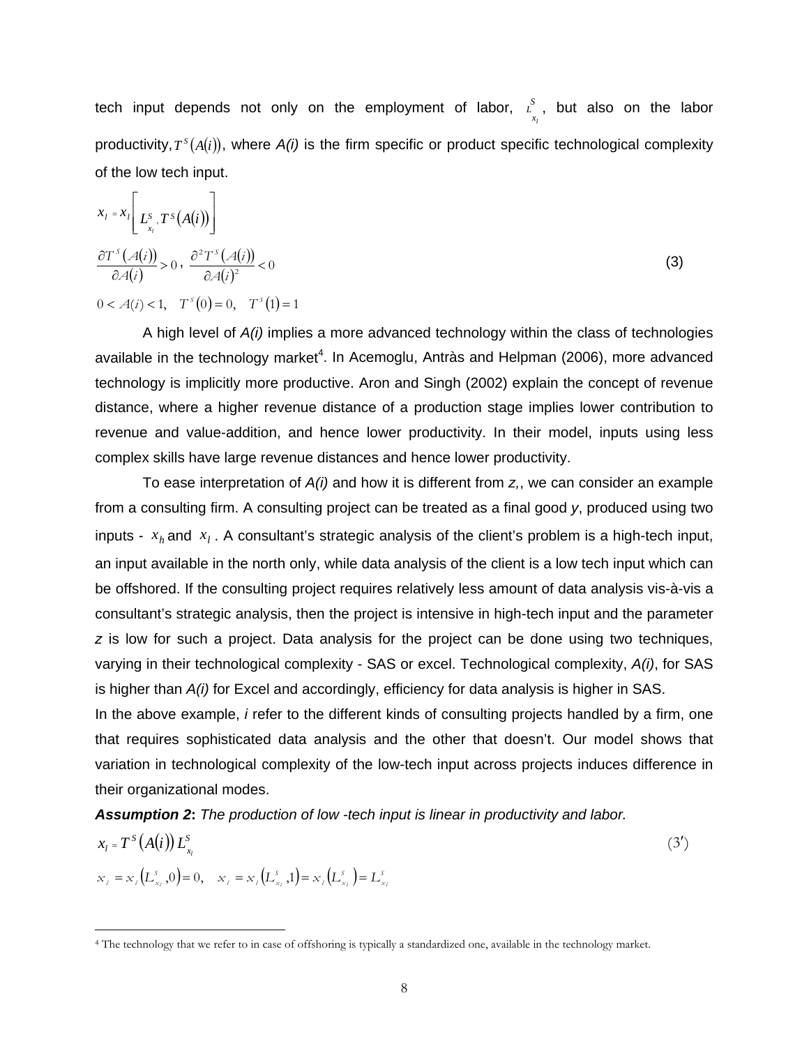tech input depends not only on the employment of labor, $L^S_{x_l}$, but also on the labor productivity, $T^S(A(i))$, where *A(i)* is the firm specific or product specific technological complexity of the low tech input.

$$
\begin{aligned}
& x_l = x_l\left[L^S_{x_l}, T^S(A(i))\right] \\
& \frac{\partial T^S(A(i))}{\partial A(i)} > 0, \quad \frac{\partial^2 T^S(A(i))}{\partial A(i)^2} < 0 \\
& 0 < A(i) < 1, \quad T^S(0) = 0, \quad T^S(1) = 1
\end{aligned}
\tag{3}
$$

A high level of *A(i)* implies a more advanced technology within the class of technologies available in the technology market[4]. In Acemoglu, Antràs and Helpman (2006), more advanced technology is implicitly more productive. Aron and Singh (2002) explain the concept of revenue distance, where a higher revenue distance of a production stage implies lower contribution to revenue and value-addition, and hence lower productivity. In their model, inputs using less complex skills have large revenue distances and hence lower productivity.

To ease interpretation of *A(i)* and how it is different from *z*,, we can consider an example from a consulting firm. A consulting project can be treated as a final good *y*, produced using two inputs - $x_h$ and $x_l$. A consultant's strategic analysis of the client's problem is a high-tech input, an input available in the north only, while data analysis of the client is a low tech input which can be offshored. If the consulting project requires relatively less amount of data analysis vis-à-vis a consultant's strategic analysis, then the project is intensive in high-tech input and the parameter *z* is low for such a project. Data analysis for the project can be done using two techniques, varying in their technological complexity - SAS or excel. Technological complexity, *A(i)*, for SAS is higher than *A(i)* for Excel and accordingly, efficiency for data analysis is higher in SAS.

In the above example, *i* refer to the different kinds of consulting projects handled by a firm, one that requires sophisticated data analysis and the other that doesn't. Our model shows that variation in technological complexity of the low-tech input across projects induces difference in their organizational modes.

***Assumption 2*:** *The production of low -tech input is linear in productivity and labor.*

$$
\begin{aligned}
& x_l = T^S(A(i))\, L^S_{x_l} \\
& x_l = x_l\left(L^S_{x_l}, 0\right) = 0, \quad x_l = x_l\left(L^S_{x_l}, 1\right) = x_l\left(L^S_{x_l}\right) = L^S_{x_l}
\end{aligned}
\tag{3'}
$$

[4] The technology that we refer to in case of offshoring is typically a standardized one, available in the technology market.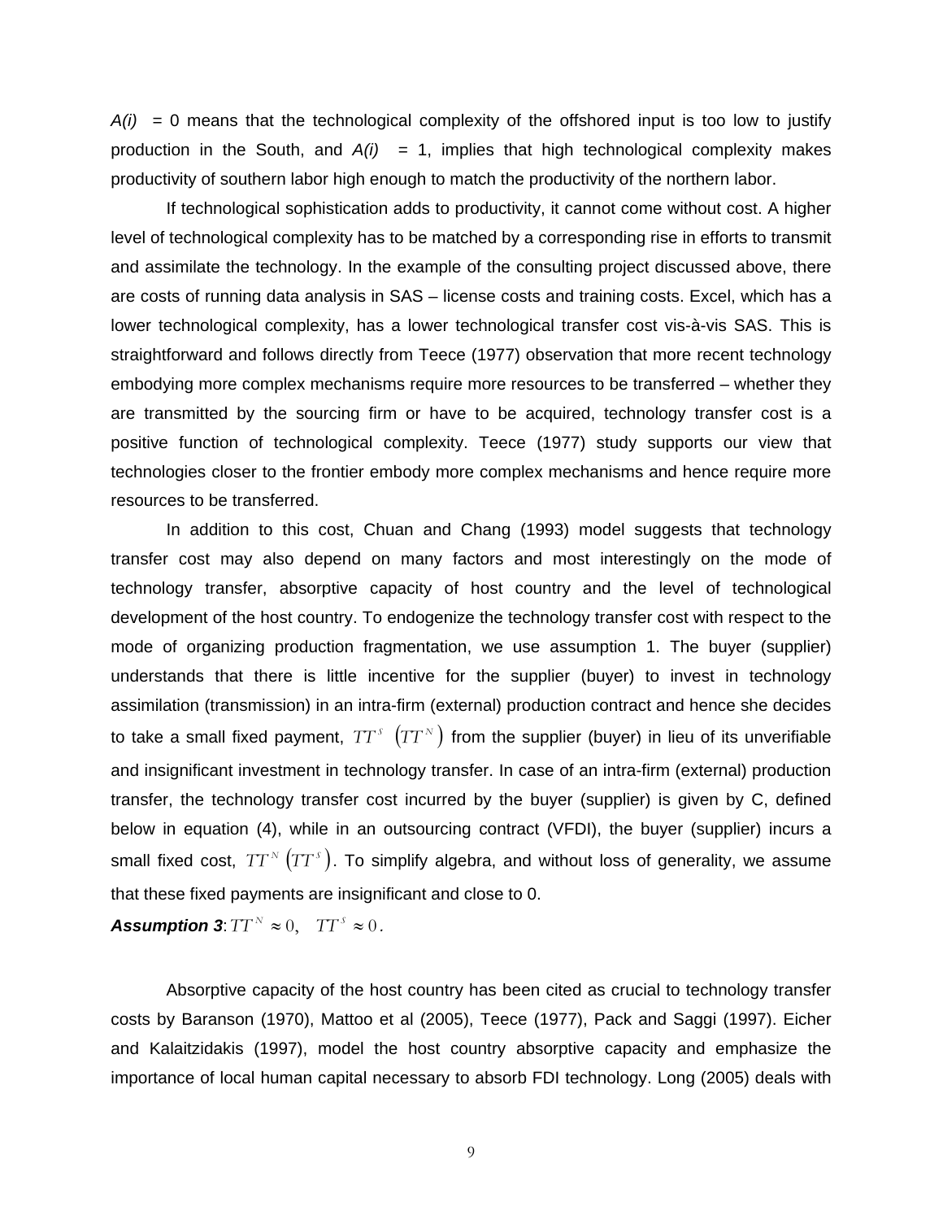*A(i)* = 0 means that the technological complexity of the offshored input is too low to justify production in the South, and *A(i)* = 1, implies that high technological complexity makes productivity of southern labor high enough to match the productivity of the northern labor.

If technological sophistication adds to productivity, it cannot come without cost. A higher level of technological complexity has to be matched by a corresponding rise in efforts to transmit and assimilate the technology. In the example of the consulting project discussed above, there are costs of running data analysis in SAS – license costs and training costs. Excel, which has a lower technological complexity, has a lower technological transfer cost vis-à-vis SAS. This is straightforward and follows directly from Teece (1977) observation that more recent technology embodying more complex mechanisms require more resources to be transferred – whether they are transmitted by the sourcing firm or have to be acquired, technology transfer cost is a positive function of technological complexity. Teece (1977) study supports our view that technologies closer to the frontier embody more complex mechanisms and hence require more resources to be transferred.

In addition to this cost, Chuan and Chang (1993) model suggests that technology transfer cost may also depend on many factors and most interestingly on the mode of technology transfer, absorptive capacity of host country and the level of technological development of the host country. To endogenize the technology transfer cost with respect to the mode of organizing production fragmentation, we use assumption 1. The buyer (supplier) understands that there is little incentive for the supplier (buyer) to invest in technology assimilation (transmission) in an intra-firm (external) production contract and hence she decides to take a small fixed payment, $TT^{S}$ $\left(TT^{N}\right)$ from the supplier (buyer) in lieu of its unverifiable and insignificant investment in technology transfer. In case of an intra-firm (external) production transfer, the technology transfer cost incurred by the buyer (supplier) is given by C, defined below in equation (4), while in an outsourcing contract (VFDI), the buyer (supplier) incurs a small fixed cost, $TT^{N}$ $\left(TT^{S}\right)$. To simplify algebra, and without loss of generality, we assume that these fixed payments are insignificant and close to 0.

***Assumption 3***: $TT^{N} \approx 0, \quad TT^{S} \approx 0$.

Absorptive capacity of the host country has been cited as crucial to technology transfer costs by Baranson (1970), Mattoo et al (2005), Teece (1977), Pack and Saggi (1997). Eicher and Kalaitzidakis (1997), model the host country absorptive capacity and emphasize the importance of local human capital necessary to absorb FDI technology. Long (2005) deals with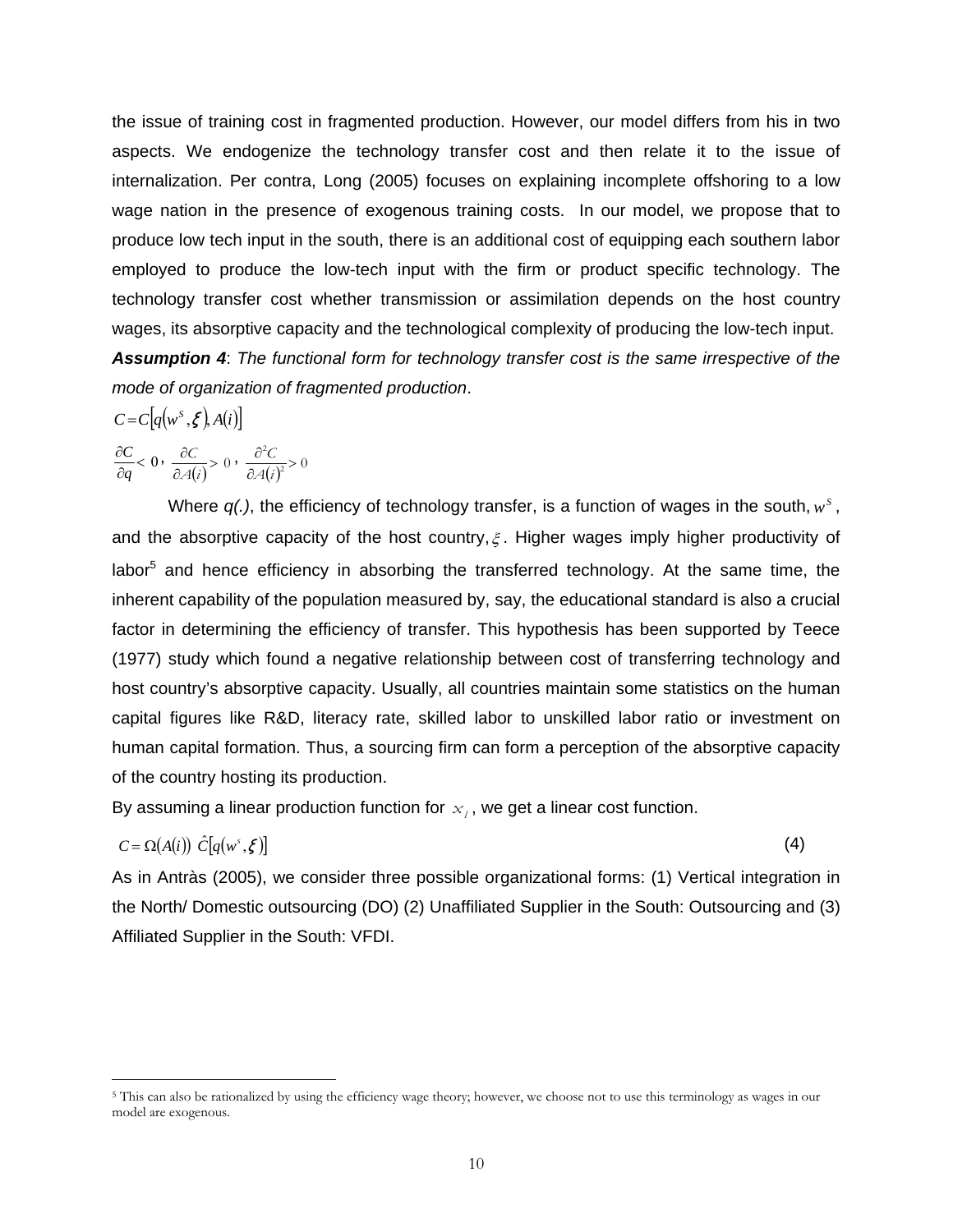the issue of training cost in fragmented production. However, our model differs from his in two aspects. We endogenize the technology transfer cost and then relate it to the issue of internalization. Per contra, Long (2005) focuses on explaining incomplete offshoring to a low wage nation in the presence of exogenous training costs. In our model, we propose that to produce low tech input in the south, there is an additional cost of equipping each southern labor employed to produce the low-tech input with the firm or product specific technology. The technology transfer cost whether transmission or assimilation depends on the host country wages, its absorptive capacity and the technological complexity of producing the low-tech input.

***Assumption 4***: *The functional form for technology transfer cost is the same irrespective of the mode of organization of fragmented production*.

$$C = C\left[q\left(w^S, \xi\right), A(i)\right]$$

$$\frac{\partial C}{\partial q} < 0, \; \frac{\partial C}{\partial A(i)} > 0, \; \frac{\partial^2 C}{\partial A(i)^2} > 0$$

Where *q(.)*, the efficiency of technology transfer, is a function of wages in the south, $w^S$, and the absorptive capacity of the host country, $\xi$. Higher wages imply higher productivity of labor[5] and hence efficiency in absorbing the transferred technology. At the same time, the inherent capability of the population measured by, say, the educational standard is also a crucial factor in determining the efficiency of transfer. This hypothesis has been supported by Teece (1977) study which found a negative relationship between cost of transferring technology and host country's absorptive capacity. Usually, all countries maintain some statistics on the human capital figures like R&D, literacy rate, skilled labor to unskilled labor ratio or investment on human capital formation. Thus, a sourcing firm can form a perception of the absorptive capacity of the country hosting its production.

By assuming a linear production function for $x_l$, we get a linear cost function.

$$C = \Omega(A(i)) \; \hat{C}\left[q\left(w^s, \xi\right)\right] \tag{4}$$

As in Antràs (2005), we consider three possible organizational forms: (1) Vertical integration in the North/ Domestic outsourcing (DO) (2) Unaffiliated Supplier in the South: Outsourcing and (3) Affiliated Supplier in the South: VFDI.

[5] This can also be rationalized by using the efficiency wage theory; however, we choose not to use this terminology as wages in our model are exogenous.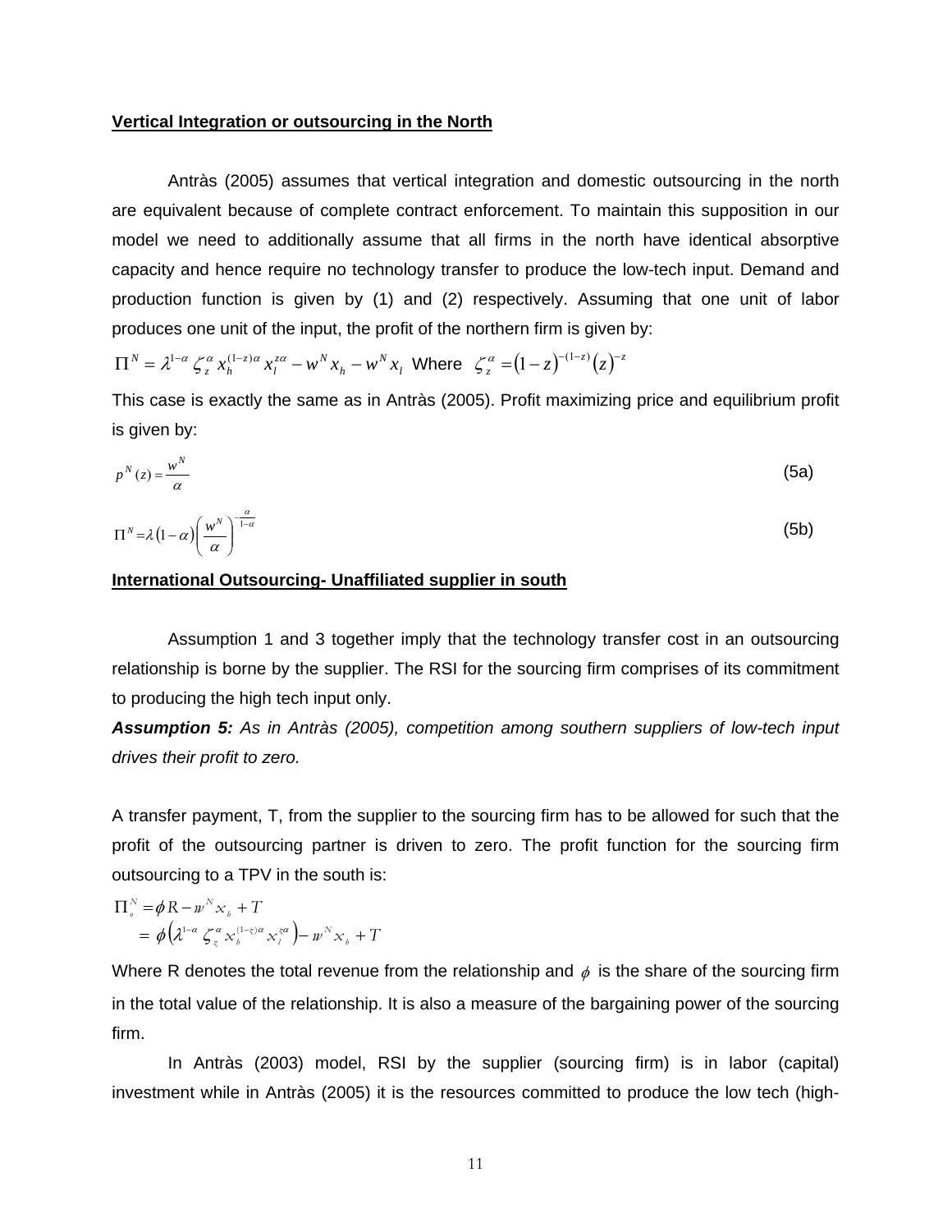**Vertical Integration or outsourcing in the North**

Antràs (2005) assumes that vertical integration and domestic outsourcing in the north are equivalent because of complete contract enforcement. To maintain this supposition in our model we need to additionally assume that all firms in the north have identical absorptive capacity and hence require no technology transfer to produce the low-tech input. Demand and production function is given by (1) and (2) respectively. Assuming that one unit of labor produces one unit of the input, the profit of the northern firm is given by:

$\Pi^N = \lambda^{1-\alpha} \zeta_z^\alpha x_h^{(1-z)\alpha} x_l^{z\alpha} - w^N x_h - w^N x_l$ Where $\zeta_z^\alpha = (1-z)^{-(1-z)} (z)^{-z}$

This case is exactly the same as in Antràs (2005). Profit maximizing price and equilibrium profit is given by:

$$p^N(z) = \frac{w^N}{\alpha} \tag{5a}$$

$$\Pi^N = \lambda(1-\alpha)\left(\frac{w^N}{\alpha}\right)^{-\frac{\alpha}{1-\alpha}} \tag{5b}$$

**International Outsourcing- Unaffiliated supplier in south**

Assumption 1 and 3 together imply that the technology transfer cost in an outsourcing relationship is borne by the supplier. The RSI for the sourcing firm comprises of its commitment to producing the high tech input only.

***Assumption 5:*** *As in Antràs (2005), competition among southern suppliers of low-tech input drives their profit to zero.*

A transfer payment, T, from the supplier to the sourcing firm has to be allowed for such that the profit of the outsourcing partner is driven to zero. The profit function for the sourcing firm outsourcing to a TPV in the south is:

$$\begin{aligned}\Pi_o^N &= \phi R - w^N x_h + T \\ &= \phi\left(\lambda^{1-\alpha} \zeta_z^\alpha x_h^{(1-z)\alpha} x_l^{z\alpha}\right) - w^N x_h + T\end{aligned}$$

Where R denotes the total revenue from the relationship and $\phi$ is the share of the sourcing firm in the total value of the relationship. It is also a measure of the bargaining power of the sourcing firm.

In Antràs (2003) model, RSI by the supplier (sourcing firm) is in labor (capital) investment while in Antràs (2005) it is the resources committed to produce the low tech (high-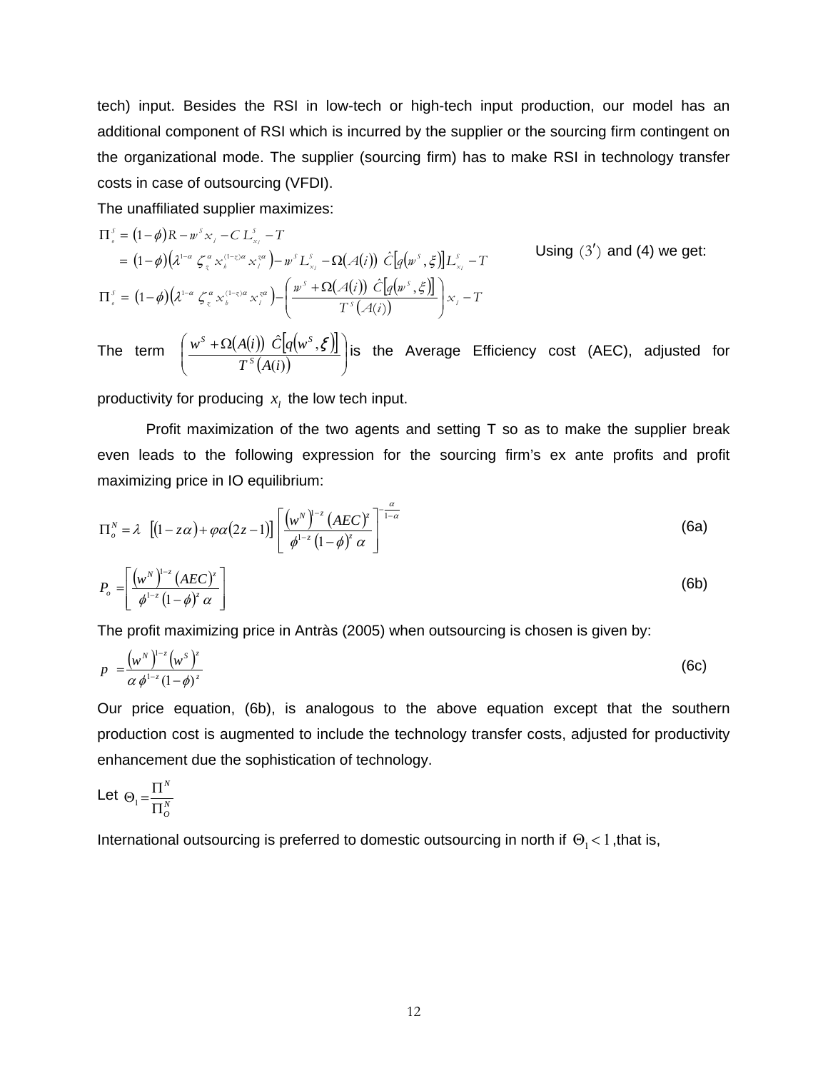tech) input. Besides the RSI in low-tech or high-tech input production, our model has an additional component of RSI which is incurred by the supplier or the sourcing firm contingent on the organizational mode. The supplier (sourcing firm) has to make RSI in technology transfer costs in case of outsourcing (VFDI).

The unaffiliated supplier maximizes:

$$\Pi_o^S = (1-\phi)R - w^S x_l - C\, L_{x_l}^S - T$$
$$= (1-\phi)\left(\lambda^{1-\alpha}\, \zeta_z^{\alpha}\, x_h^{(1-z)\alpha}\, x_l^{z\alpha}\right) - w^S L_{x_l}^S - \Omega(A(i))\ \hat{C}\left[q\left(w^S, \xi\right)\right] L_{x_l}^S - T \qquad \text{Using } (3') \text{ and (4) we get:}$$
$$\Pi_o^S = (1-\phi)\left(\lambda^{1-\alpha}\, \zeta_z^{\alpha}\, x_h^{(1-z)\alpha}\, x_l^{z\alpha}\right) - \left(\frac{w^S + \Omega(A(i))\ \hat{C}\left[q\left(w^S, \xi\right)\right]}{T^S(A(i))}\right) x_l - T$$

The term $\left(\frac{w^S + \Omega(A(i))\ \hat{C}\left[q\left(w^S, \xi\right)\right]}{T^S(A(i))}\right)$ is the Average Efficiency cost (AEC), adjusted for productivity for producing $x_l$ the low tech input.

Profit maximization of the two agents and setting T so as to make the supplier break even leads to the following expression for the sourcing firm's ex ante profits and profit maximizing price in IO equilibrium:

$$\Pi_o^N = \lambda\ \left[(1-z\alpha) + \varphi\alpha(2z-1)\right] \left[\frac{\left(w^N\right)^{1-z}(AEC)^z}{\phi^{1-z}(1-\phi)^z\,\alpha}\right]^{-\frac{\alpha}{1-\alpha}} \tag{6a}$$

$$P_o = \left[\frac{\left(w^N\right)^{1-z}(AEC)^z}{\phi^{1-z}(1-\phi)^z\,\alpha}\right] \tag{6b}$$

The profit maximizing price in Antràs (2005) when outsourcing is chosen is given by:

$$p = \frac{\left(w^N\right)^{1-z}\left(w^S\right)^z}{\alpha\,\phi^{1-z}(1-\phi)^z} \tag{6c}$$

Our price equation, (6b), is analogous to the above equation except that the southern production cost is augmented to include the technology transfer costs, adjusted for productivity enhancement due the sophistication of technology.

Let $\Theta_1 = \dfrac{\Pi^N}{\Pi_O^N}$

International outsourcing is preferred to domestic outsourcing in north if $\Theta_1 < 1$ ,that is,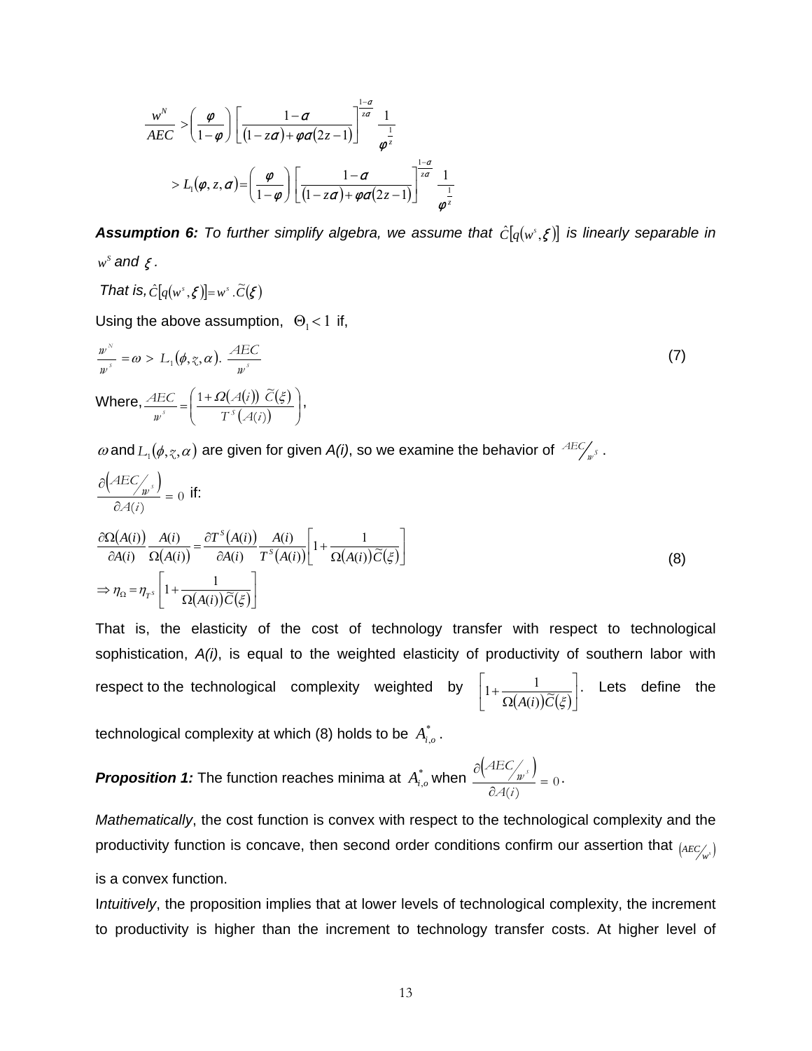$$\frac{w^N}{AEC} > \left(\frac{\varphi}{1-\varphi}\right)\left[\frac{1-\alpha}{(1-z\alpha)+\varphi\alpha(2z-1)}\right]^{\frac{1-\alpha}{z\alpha}} \frac{1}{\varphi^{\frac{1}{z}}}$$

$$> L_1(\varphi, z, \alpha) = \left(\frac{\varphi}{1-\varphi}\right)\left[\frac{1-\alpha}{(1-z\alpha)+\varphi\alpha(2z-1)}\right]^{\frac{1-\alpha}{z\alpha}} \frac{1}{\varphi^{\frac{1}{z}}}$$

***Assumption 6:*** *To further simplify algebra, we assume that* $\hat{C}[q(w^s, \xi)]$ *is linearly separable in* $w^S$ *and* $\xi$.

*That is,* $\hat{C}[q(w^s, \xi)] = w^s . \widetilde{C}(\xi)$

Using the above assumption, $\Theta_1 < 1$ if,

$$\frac{w^N}{w^S} = \omega > L_1(\phi, z, \alpha). \frac{AEC}{w^S} \tag{7}$$

Where, $\frac{AEC}{w^s} = \left(\frac{1+\Omega(A(i))\ \widetilde{C}(\xi)}{T^S(A(i))}\right)$,

$\omega$ and $L_1(\phi, z, \alpha)$ are given for given *A(i)*, so we examine the behavior of $AEC/w^S$.

$\frac{\partial \left(AEC/w^S\right)}{\partial A(i)} = 0$ if:

$$\frac{\partial \Omega(A(i))}{\partial A(i)} \frac{A(i)}{\Omega(A(i))} = \frac{\partial T^S(A(i))}{\partial A(i)} \frac{A(i)}{T^S(A(i))}\left[1 + \frac{1}{\Omega(A(i))\widetilde{C}(\xi)}\right]$$
$$\Rightarrow \eta_\Omega = \eta_{T^S}\left[1 + \frac{1}{\Omega(A(i))\widetilde{C}(\xi)}\right] \tag{8}$$

That is, the elasticity of the cost of technology transfer with respect to technological sophistication, *A(i)*, is equal to the weighted elasticity of productivity of southern labor with respect to the technological complexity weighted by $\left[1 + \frac{1}{\Omega(A(i))\widetilde{C}(\xi)}\right]$. Lets define the technological complexity at which (8) holds to be $A^*_{i,o}$.

***Proposition 1:*** The function reaches minima at $A^*_{i,o}$ when $\frac{\partial \left(AEC/w^S\right)}{\partial A(i)} = 0$.

*Mathematically*, the cost function is convex with respect to the technological complexity and the productivity function is concave, then second order conditions confirm our assertion that $\left(AEC/w^s\right)$ is a convex function.

I*ntuitively*, the proposition implies that at lower levels of technological complexity, the increment to productivity is higher than the increment to technology transfer costs. At higher level of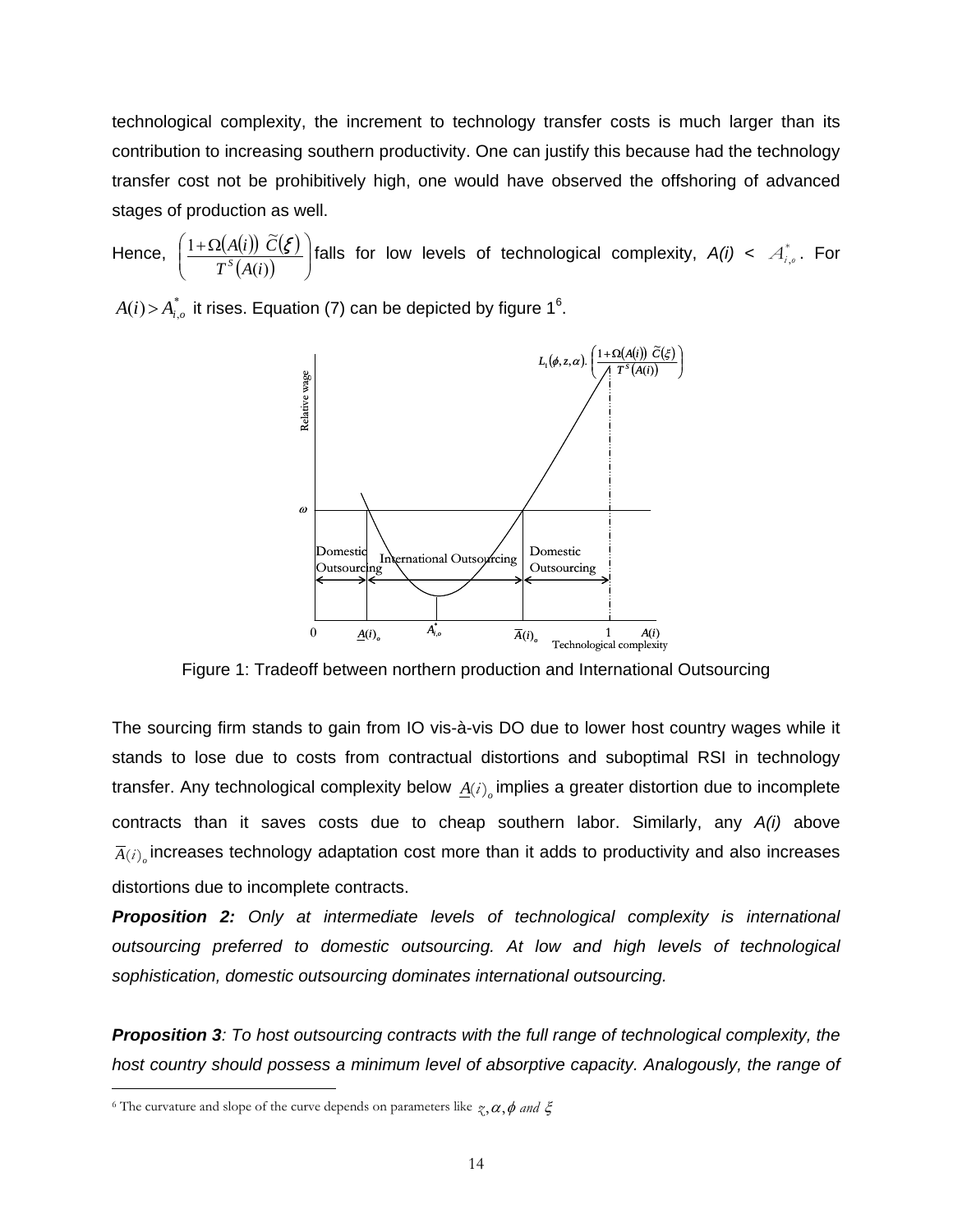technological complexity, the increment to technology transfer costs is much larger than its contribution to increasing southern productivity. One can justify this because had the technology transfer cost not be prohibitively high, one would have observed the offshoring of advanced stages of production as well.

Hence, $\left(\frac{1+\Omega(A(i))\ \widetilde{C}(\xi)}{T^S(A(i))}\right)$ falls for low levels of technological complexity, $A(i) < A^*_{i,o}$. For $A(i) > A^*_{i,o}$ it rises. Equation (7) can be depicted by figure 1[6].

Figure 1: Tradeoff between northern production and International Outsourcing

The sourcing firm stands to gain from IO vis-à-vis DO due to lower host country wages while it stands to lose due to costs from contractual distortions and suboptimal RSI in technology transfer. Any technological complexity below $\underline{A}(i)_o$ implies a greater distortion due to incomplete contracts than it saves costs due to cheap southern labor. Similarly, any $A(i)$ above $\overline{A}(i)_o$ increases technology adaptation cost more than it adds to productivity and also increases distortions due to incomplete contracts.

***Proposition 2:*** *Only at intermediate levels of technological complexity is international outsourcing preferred to domestic outsourcing. At low and high levels of technological sophistication, domestic outsourcing dominates international outsourcing.*

***Proposition 3****: To host outsourcing contracts with the full range of technological complexity, the host country should possess a minimum level of absorptive capacity. Analogously, the range of*

[6] The curvature and slope of the curve depends on parameters like $z, \alpha, \phi$ *and* $\xi$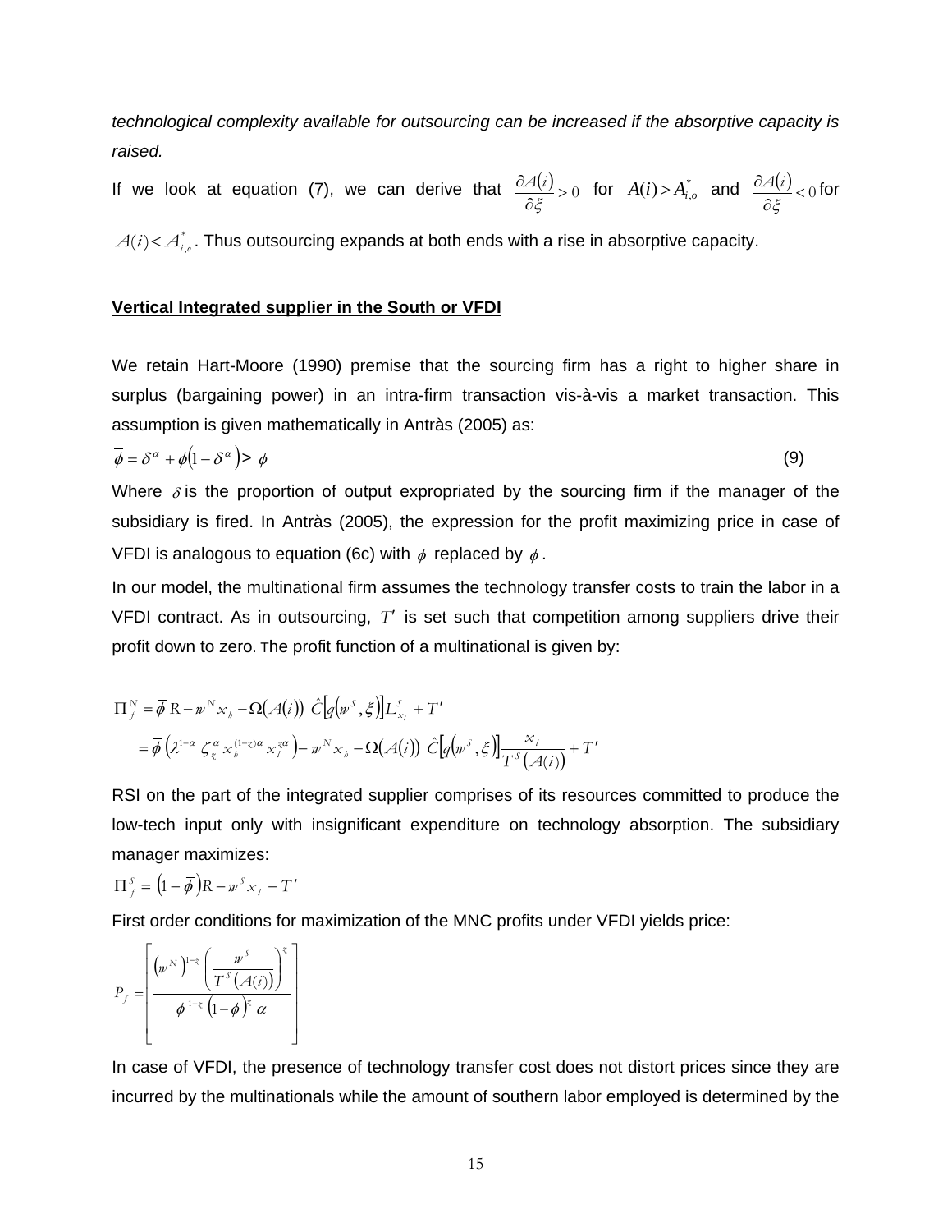*technological complexity available for outsourcing can be increased if the absorptive capacity is raised.*

If we look at equation (7), we can derive that $\frac{\partial A(i)}{\partial \xi} > 0$ for $A(i) > A^{*}_{i,o}$ and $\frac{\partial A(i)}{\partial \xi} < 0$ for $A(i) < A^{*}_{i,o}$. Thus outsourcing expands at both ends with a rise in absorptive capacity.

**Vertical Integrated supplier in the South or VFDI**

We retain Hart-Moore (1990) premise that the sourcing firm has a right to higher share in surplus (bargaining power) in an intra-firm transaction vis-à-vis a market transaction. This assumption is given mathematically in Antràs (2005) as:

$$\overline{\phi} = \delta^{\alpha} + \phi\left(1 - \delta^{\alpha}\right) > \phi \tag{9}$$

Where $\delta$ is the proportion of output expropriated by the sourcing firm if the manager of the subsidiary is fired. In Antràs (2005), the expression for the profit maximizing price in case of VFDI is analogous to equation (6c) with $\phi$ replaced by $\overline{\phi}$.

In our model, the multinational firm assumes the technology transfer costs to train the labor in a VFDI contract. As in outsourcing, $T'$ is set such that competition among suppliers drive their profit down to zero. The profit function of a multinational is given by:

$$\Pi^{N}_{f} = \overline{\phi}\, R - w^{N} x_{h} - \Omega\left(A(i)\right)\, \hat{C}\left[q\left(w^{S}, \xi\right)\right] L^{S}_{x_{l}} + T'$$

$$= \overline{\phi}\left(\lambda^{1-\alpha}\, \zeta^{\alpha}_{z}\, x_{h}^{(1-z)\alpha}\, x_{l}^{z\alpha}\right) - w^{N} x_{h} - \Omega\left(A(i)\right)\, \hat{C}\left[q\left(w^{S}, \xi\right)\right] \frac{x_{l}}{T^{S}\left(A(i)\right)} + T'$$

RSI on the part of the integrated supplier comprises of its resources committed to produce the low-tech input only with insignificant expenditure on technology absorption. The subsidiary manager maximizes:

$$\Pi^{S}_{f} = \left(1 - \overline{\phi}\right) R - w^{S} x_{l} - T'$$

First order conditions for maximization of the MNC profits under VFDI yields price:

$$P_{f} = \left[\frac{\left(w^{N}\right)^{1-z}\left(\dfrac{w^{S}}{T^{S}\left(A(i)\right)}\right)^{z}}{\overline{\phi}^{\,1-z}\left(1 - \overline{\phi}\right)^{z}\alpha}\right]$$

In case of VFDI, the presence of technology transfer cost does not distort prices since they are incurred by the multinationals while the amount of southern labor employed is determined by the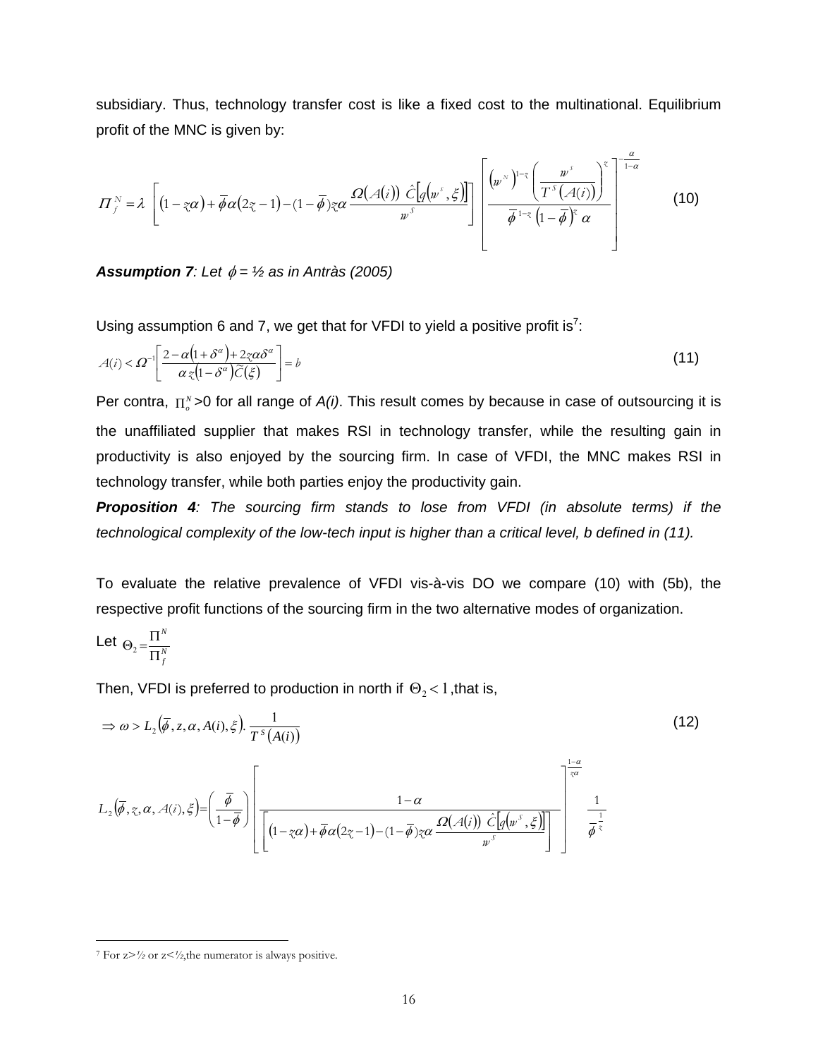subsidiary. Thus, technology transfer cost is like a fixed cost to the multinational. Equilibrium profit of the MNC is given by:

$$\Pi_f^N = \lambda \left[ (1 - z\alpha) + \overline{\phi}\alpha(2z - 1) - (1 - \overline{\phi}) z\alpha \frac{\Omega(A(i))\ \hat{C}\left[q\left(w^s, \xi\right)\right]}{w^S} \right] \left[ \frac{\left(w^N\right)^{1-z} \left( \dfrac{w^S}{T^S(A(i))} \right)^z}{\overline{\phi}^{\,1-z} \left(1 - \overline{\phi}\right)^z \alpha} \right]^{-\frac{\alpha}{1-\alpha}} \tag{10}$$

***Assumption 7**: Let $\phi$ = ½ as in Antràs (2005)*

Using assumption 6 and 7, we get that for VFDI to yield a positive profit is[7]:

$$A(i) < \Omega^{-1}\left[ \frac{2 - \alpha\left(1 + \delta^\alpha\right) + 2z\alpha\delta^\alpha}{\alpha z\left(1 - \delta^\alpha\right)\widetilde{C}(\xi)} \right] = b \tag{11}$$

Per contra, $\Pi_o^N$>0 for all range of *A(i)*. This result comes by because in case of outsourcing it is the unaffiliated supplier that makes RSI in technology transfer, while the resulting gain in productivity is also enjoyed by the sourcing firm. In case of VFDI, the MNC makes RSI in technology transfer, while both parties enjoy the productivity gain.

***Proposition 4**: The sourcing firm stands to lose from VFDI (in absolute terms) if the technological complexity of the low-tech input is higher than a critical level, b defined in (11).*

To evaluate the relative prevalence of VFDI vis-à-vis DO we compare (10) with (5b), the respective profit functions of the sourcing firm in the two alternative modes of organization.

Let $\Theta_2 = \dfrac{\Pi^N}{\Pi_f^N}$

Then, VFDI is preferred to production in north if $\Theta_2 < 1$,that is,

$$\Rightarrow \omega > L_2\left(\overline{\phi}, z, \alpha, A(i), \xi\right). \frac{1}{T^S\left(A(i)\right)} \tag{12}$$

$$L_2\left(\overline{\phi}, z, \alpha, A(i), \xi\right) = \left( \frac{\overline{\phi}}{1 - \overline{\phi}} \right) \left[ \frac{1 - \alpha}{\left[ (1 - z\alpha) + \overline{\phi}\alpha(2z - 1) - (1 - \overline{\phi}) z\alpha \dfrac{\Omega(A(i))\ \hat{C}\left[q\left(w^S, \xi\right)\right]}{w^S} \right]} \right]^{\frac{1-\alpha}{z\alpha}} \frac{1}{\overline{\phi}^{\frac{1}{z}}}$$

[7] For z>½ or z<½,the numerator is always positive.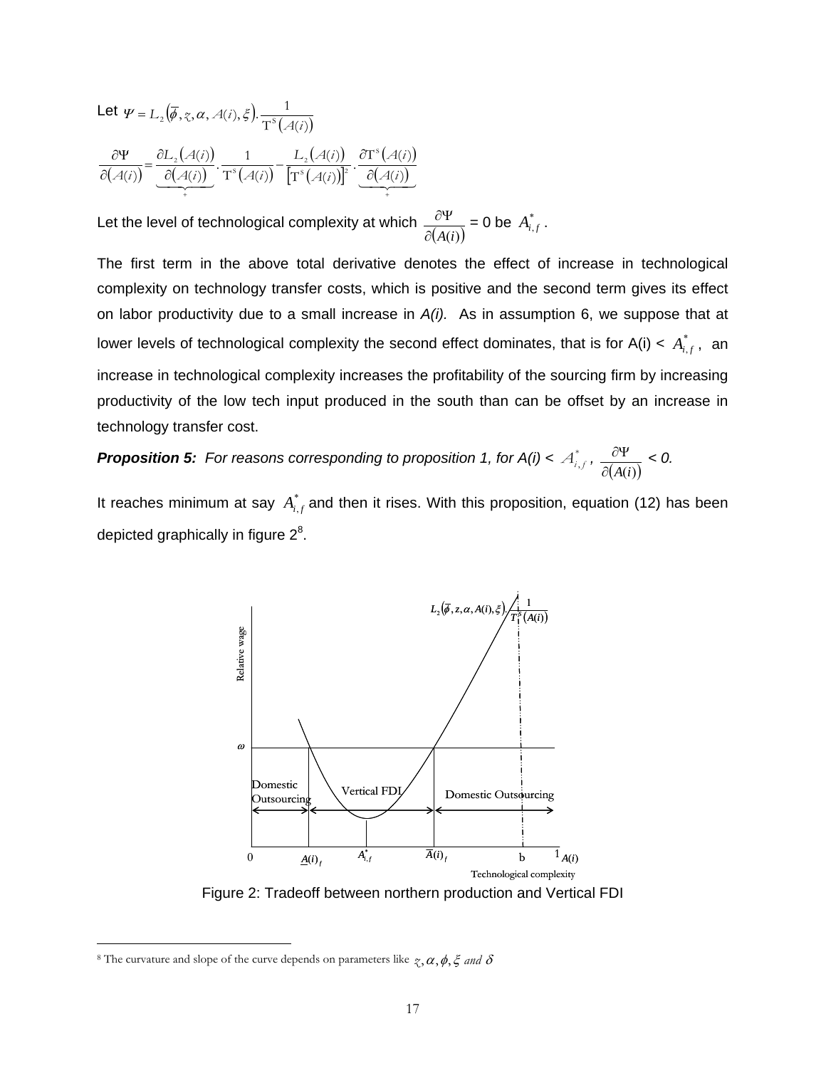Let $\Psi = L_2\left(\bar{\phi}, z, \alpha, A(i), \xi\right) \cdot \frac{1}{\mathrm{T}^S\left(A(i)\right)}$

$$\frac{\partial \Psi}{\partial\left(A(i)\right)} = \underbrace{\frac{\partial L_2\left(A(i)\right)}{\partial\left(A(i)\right)}}_{+} \cdot \frac{1}{\mathrm{T}^S\left(A(i)\right)} - \frac{L_2\left(A(i)\right)}{\left[\mathrm{T}^S\left(A(i)\right)\right]^2} \cdot \underbrace{\frac{\partial \mathrm{T}^S\left(A(i)\right)}{\partial\left(A(i)\right)}}_{+}$$

Let the level of technological complexity at which $\frac{\partial \Psi}{\partial\left(A(i)\right)} = 0$ be $A^*_{i,f}$.

The first term in the above total derivative denotes the effect of increase in technological complexity on technology transfer costs, which is positive and the second term gives its effect on labor productivity due to a small increase in *A(i)*. As in assumption 6, we suppose that at lower levels of technological complexity the second effect dominates, that is for $A(i) < A^*_{i,f}$, an increase in technological complexity increases the profitability of the sourcing firm by increasing productivity of the low tech input produced in the south than can be offset by an increase in technology transfer cost.

***Proposition 5:*** *For reasons corresponding to proposition 1, for* $A(i) < A^*_{i,f}$, $\frac{\partial \Psi}{\partial\left(A(i)\right)} < 0$.

It reaches minimum at say $A^*_{i,f}$ and then it rises. With this proposition, equation (12) has been depicted graphically in figure 2[8].

Figure 2: Tradeoff between northern production and Vertical FDI

[8] The curvature and slope of the curve depends on parameters like $z, \alpha, \phi, \xi$ *and* $\delta$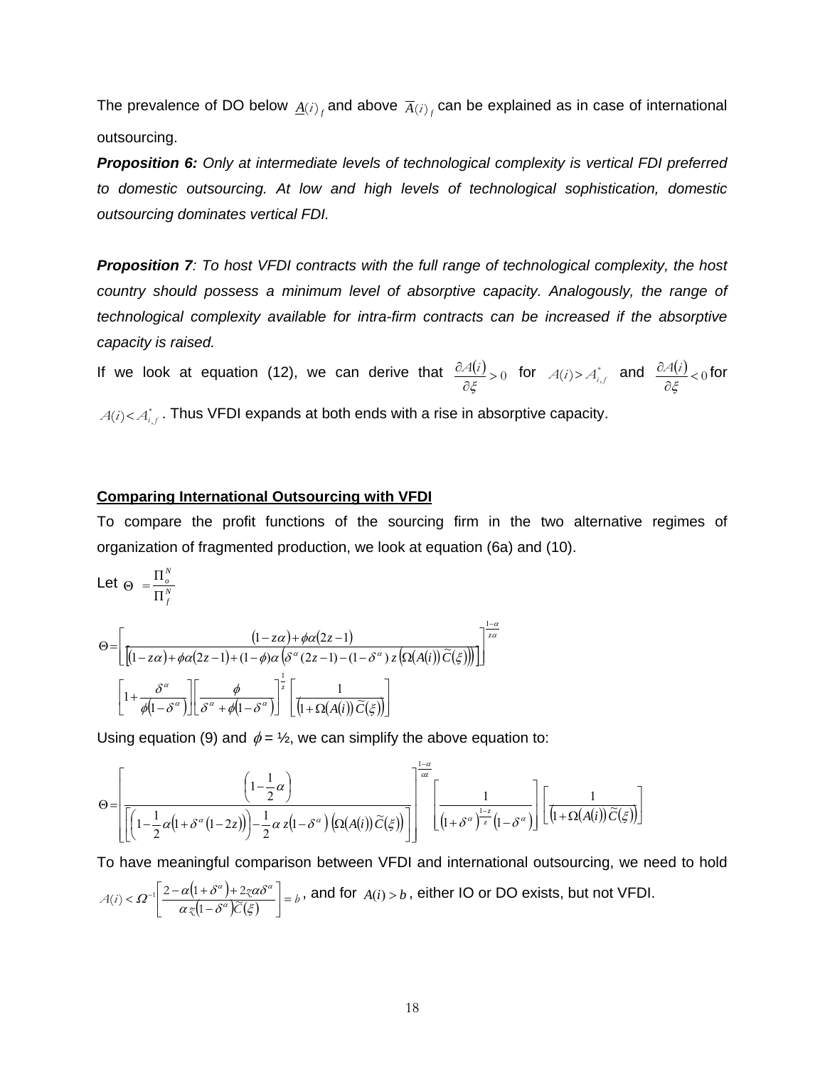The prevalence of DO below $\underline{A}(i)_f$ and above $\overline{A}(i)_f$ can be explained as in case of international outsourcing.

***Proposition 6:*** *Only at intermediate levels of technological complexity is vertical FDI preferred to domestic outsourcing. At low and high levels of technological sophistication, domestic outsourcing dominates vertical FDI.*

***Proposition 7****: To host VFDI contracts with the full range of technological complexity, the host country should possess a minimum level of absorptive capacity. Analogously, the range of technological complexity available for intra-firm contracts can be increased if the absorptive capacity is raised.*

If we look at equation (12), we can derive that $\frac{\partial A(i)}{\partial \xi} > 0$ for $A(i) > A^*_{i,f}$ and $\frac{\partial A(i)}{\partial \xi} < 0$ for $A(i) < A^*_{i,f}$. Thus VFDI expands at both ends with a rise in absorptive capacity.

**Comparing International Outsourcing with VFDI**

To compare the profit functions of the sourcing firm in the two alternative regimes of organization of fragmented production, we look at equation (6a) and (10).

Let $\Theta = \frac{\Pi^N_o}{\Pi^N_f}$

$$\Theta = \left[ \frac{(1 - z\alpha) + \phi\alpha(2z-1)}{\left[ (1 - z\alpha) + \phi\alpha(2z-1) + (1-\phi)\alpha\left( \delta^\alpha (2z-1) - (1-\delta^\alpha)\, z\left( \Omega(A(i))\, \widetilde{C}(\xi) \right) \right) \right]} \right]^{\frac{1-\alpha}{z\alpha}}$$

$$\left[ 1 + \frac{\delta^\alpha}{\phi(1-\delta^\alpha)} \right] \left[ \frac{\phi}{\delta^\alpha + \phi(1-\delta^\alpha)} \right]^{\frac{1}{z}} \left[ \frac{1}{\left(1 + \Omega(A(i))\, \widetilde{C}(\xi)\right)} \right]$$

Using equation (9) and $\phi$ = ½, we can simplify the above equation to:

$$\Theta = \left[ \frac{\left(1 - \frac{1}{2}\alpha\right)}{\left[ \left(1 - \frac{1}{2}\alpha\left(1 + \delta^\alpha (1-2z)\right)\right) - \frac{1}{2}\alpha\, z(1-\delta^\alpha)\left( \Omega(A(i))\, \widetilde{C}(\xi) \right) \right]} \right]^{\frac{1-\alpha}{\alpha z}} \left[ \frac{1}{\left(1+\delta^\alpha\right)^{\frac{1-z}{z}}\left(1-\delta^\alpha\right)} \right] \left[ \frac{1}{\left(1 + \Omega(A(i))\, \widetilde{C}(\xi)\right)} \right]$$

To have meaningful comparison between VFDI and international outsourcing, we need to hold $A(i) < \Omega^{-1}\left[ \frac{2 - \alpha(1+\delta^\alpha) + 2z\alpha\delta^\alpha}{\alpha z (1-\delta^\alpha)\widetilde{C}(\xi)} \right] = b$, and for $A(i) > b$, either IO or DO exists, but not VFDI.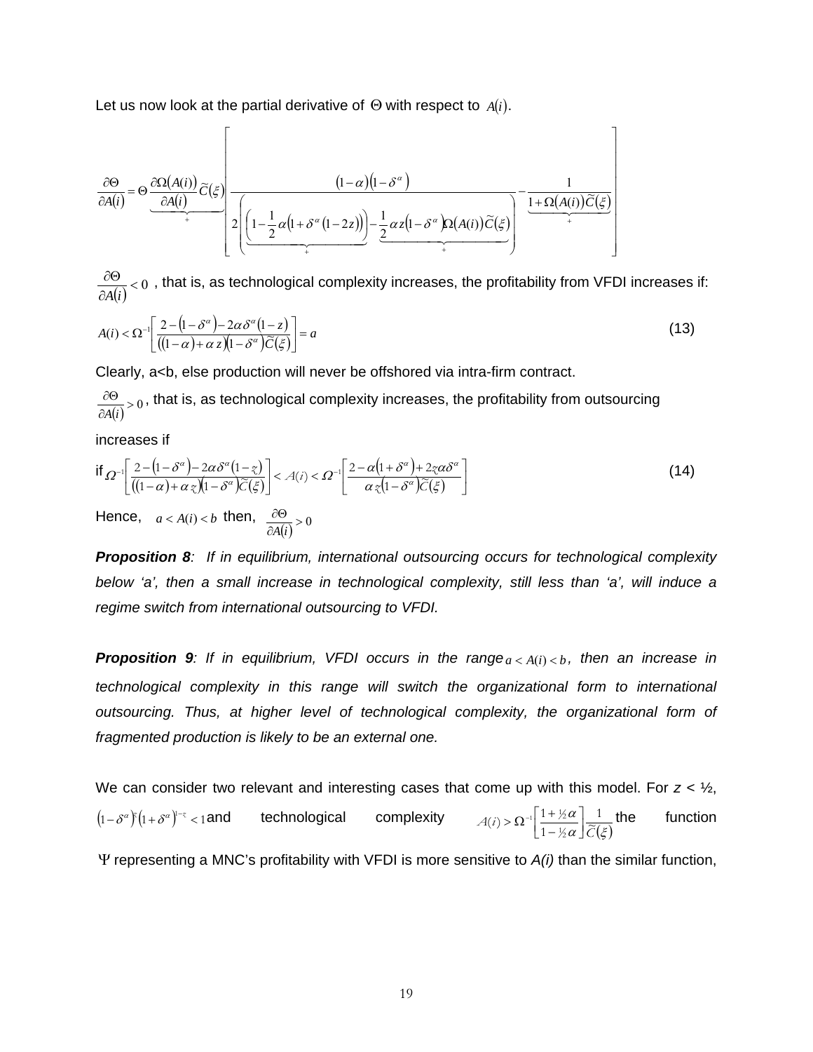Let us now look at the partial derivative of $\Theta$ with respect to $A(i)$.

$$\frac{\partial \Theta}{\partial A(i)} = \Theta \underbrace{\frac{\partial \Omega(A(i))}{\partial A(i)} \widetilde{C}(\xi)}_{+} \left[ \frac{(1-\alpha)(1-\delta^{\alpha})}{2\left( \underbrace{\left(1 - \frac{1}{2}\alpha\left(1+\delta^{\alpha}(1-2z)\right)\right)}_{+} - \underbrace{\frac{1}{2}\alpha z(1-\delta^{\alpha})\Omega(A(i))\widetilde{C}(\xi)}_{+} \right)} - \frac{1}{\underbrace{1+\Omega(A(i))\widetilde{C}(\xi)}_{+}} \right]$$

$\frac{\partial \Theta}{\partial A(i)} < 0$ , that is, as technological complexity increases, the profitability from VFDI increases if:

$$A(i) < \Omega^{-1}\left[ \frac{2-(1-\delta^{\alpha}) - 2\alpha\delta^{\alpha}(1-z)}{((1-\alpha)+\alpha z)(1-\delta^{\alpha})\widetilde{C}(\xi)} \right] = a \tag{13}$$

Clearly, a<b, else production will never be offshored via intra-firm contract.

$\frac{\partial \Theta}{\partial A(i)} > 0$ , that is, as technological complexity increases, the profitability from outsourcing increases if

$$\text{if } \Omega^{-1}\left[ \frac{2-(1-\delta^{\alpha}) - 2\alpha\delta^{\alpha}(1-z)}{((1-\alpha)+\alpha z)(1-\delta^{\alpha})\widetilde{C}(\xi)} \right] < A(i) < \Omega^{-1}\left[ \frac{2-\alpha(1+\delta^{\alpha}) + 2z\alpha\delta^{\alpha}}{\alpha z(1-\delta^{\alpha})\widetilde{C}(\xi)} \right] \tag{14}$$

Hence, $a < A(i) < b$ then, $\frac{\partial \Theta}{\partial A(i)} > 0$

***Proposition 8**: If in equilibrium, international outsourcing occurs for technological complexity below 'a', then a small increase in technological complexity, still less than 'a', will induce a regime switch from international outsourcing to VFDI.*

***Proposition 9**: If in equilibrium, VFDI occurs in the range $a < A(i) < b$, then an increase in technological complexity in this range will switch the organizational form to international outsourcing. Thus, at higher level of technological complexity, the organizational form of fragmented production is likely to be an external one.*

We can consider two relevant and interesting cases that come up with this model. For *z* < ½, $(1-\delta^{\alpha})^{z}(1+\delta^{\alpha})^{1-z} < 1$ and technological complexity $A(i) > \Omega^{-1}\left[\frac{1+½\alpha}{1-½\alpha}\right]\frac{1}{\widetilde{C}(\xi)}$ the function $\Psi$ representing a MNC's profitability with VFDI is more sensitive to *A(i)* than the similar function,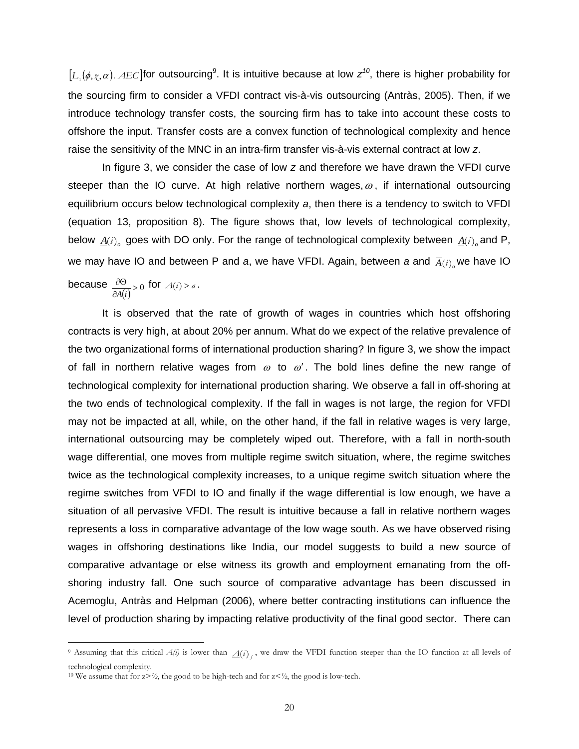$[L_1(\phi, z, \alpha).\ AEC]$for outsourcing[9]. It is intuitive because at low *z*[10], there is higher probability for the sourcing firm to consider a VFDI contract vis-à-vis outsourcing (Antràs, 2005). Then, if we introduce technology transfer costs, the sourcing firm has to take into account these costs to offshore the input. Transfer costs are a convex function of technological complexity and hence raise the sensitivity of the MNC in an intra-firm transfer vis-à-vis external contract at low *z*.

In figure 3, we consider the case of low *z* and therefore we have drawn the VFDI curve steeper than the IO curve. At high relative northern wages, $\omega$, if international outsourcing equilibrium occurs below technological complexity *a*, then there is a tendency to switch to VFDI (equation 13, proposition 8). The figure shows that, low levels of technological complexity, below $\underline{A}(i)_o$ goes with DO only. For the range of technological complexity between $\underline{A}(i)_o$ and P, we may have IO and between P and *a*, we have VFDI. Again, between *a* and $\overline{A}(i)_o$ we have IO because $\frac{\partial \Theta}{\partial A(i)} > 0$ for $A(i) > a$.

It is observed that the rate of growth of wages in countries which host offshoring contracts is very high, at about 20% per annum. What do we expect of the relative prevalence of the two organizational forms of international production sharing? In figure 3, we show the impact of fall in northern relative wages from $\omega$ to $\omega'$. The bold lines define the new range of technological complexity for international production sharing. We observe a fall in off-shoring at the two ends of technological complexity. If the fall in wages is not large, the region for VFDI may not be impacted at all, while, on the other hand, if the fall in relative wages is very large, international outsourcing may be completely wiped out. Therefore, with a fall in north-south wage differential, one moves from multiple regime switch situation, where, the regime switches twice as the technological complexity increases, to a unique regime switch situation where the regime switches from VFDI to IO and finally if the wage differential is low enough, we have a situation of all pervasive VFDI. The result is intuitive because a fall in relative northern wages represents a loss in comparative advantage of the low wage south. As we have observed rising wages in offshoring destinations like India, our model suggests to build a new source of comparative advantage or else witness its growth and employment emanating from the off-shoring industry fall. One such source of comparative advantage has been discussed in Acemoglu, Antràs and Helpman (2006), where better contracting institutions can influence the level of production sharing by impacting relative productivity of the final good sector. There can

---

[9] Assuming that this critical *A(i)* is lower than $\underline{A}(i)_f$, we draw the VFDI function steeper than the IO function at all levels of technological complexity.

[10] We assume that for z>½, the good to be high-tech and for z<½, the good is low-tech.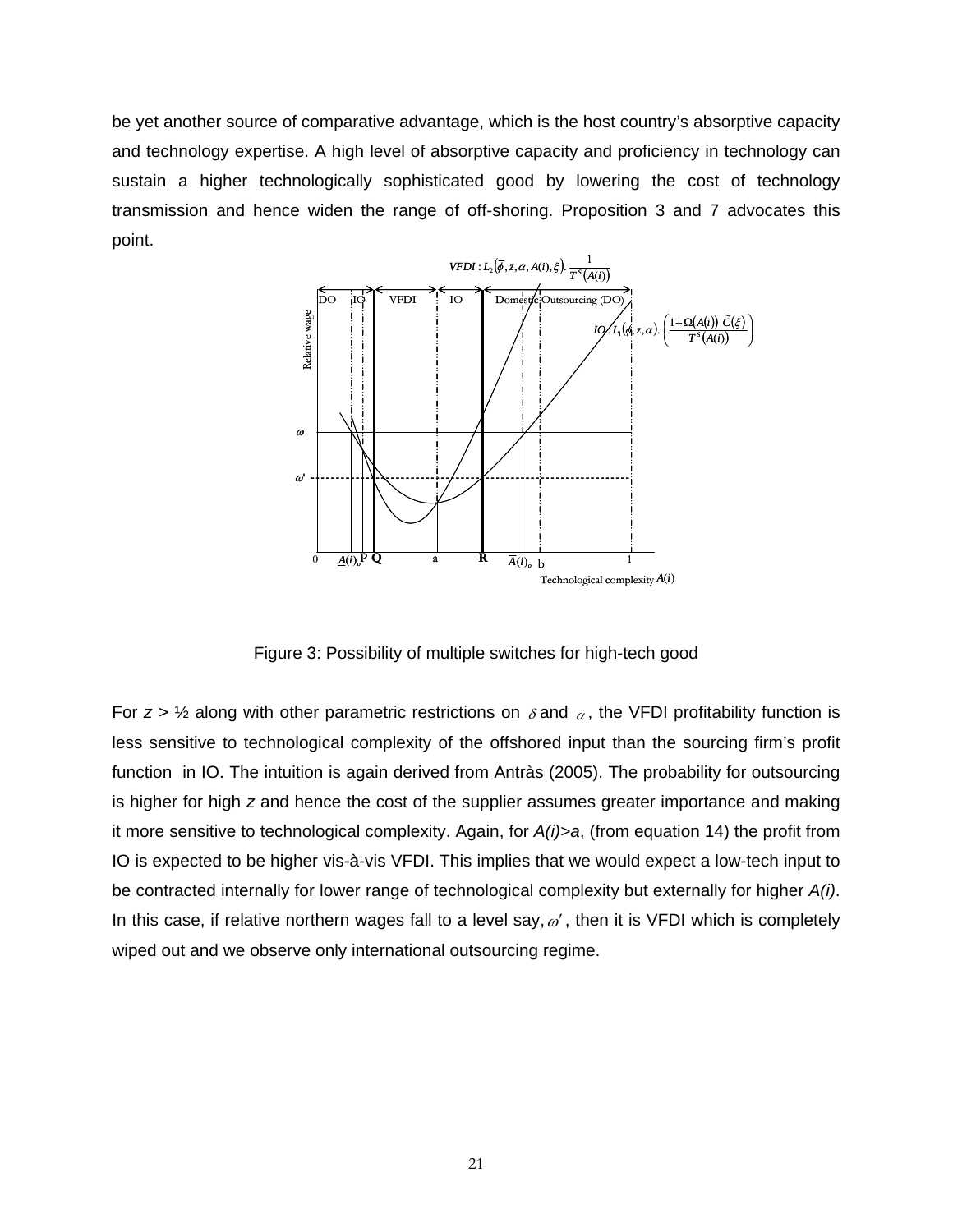be yet another source of comparative advantage, which is the host country's absorptive capacity and technology expertise. A high level of absorptive capacity and proficiency in technology can sustain a higher technologically sophisticated good by lowering the cost of technology transmission and hence widen the range of off-shoring. Proposition 3 and 7 advocates this point.

Figure 3: Possibility of multiple switches for high-tech good

For $z > ½$ along with other parametric restrictions on $\delta$ and $\alpha$, the VFDI profitability function is less sensitive to technological complexity of the offshored input than the sourcing firm's profit function in IO. The intuition is again derived from Antràs (2005). The probability for outsourcing is higher for high $z$ and hence the cost of the supplier assumes greater importance and making it more sensitive to technological complexity. Again, for $A(i)>a$, (from equation 14) the profit from IO is expected to be higher vis-à-vis VFDI. This implies that we would expect a low-tech input to be contracted internally for lower range of technological complexity but externally for higher $A(i)$. In this case, if relative northern wages fall to a level say, $\omega'$, then it is VFDI which is completely wiped out and we observe only international outsourcing regime.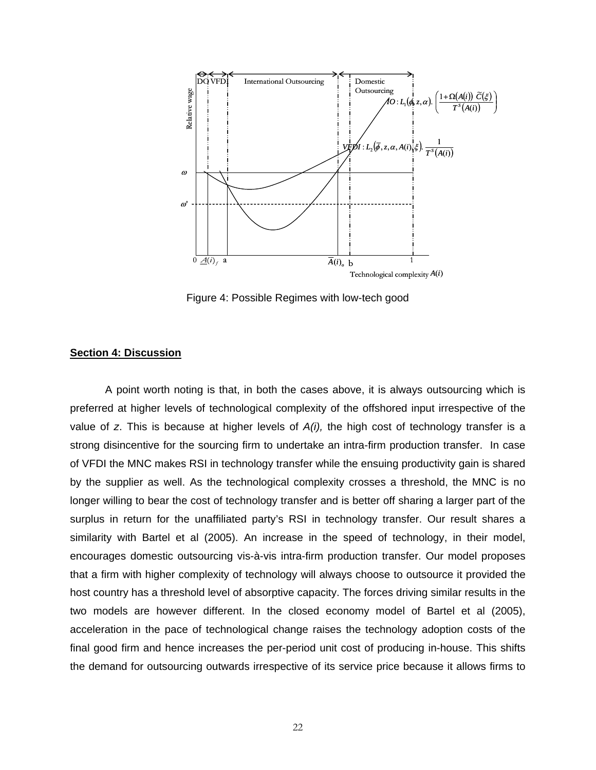Figure 4: Possible Regimes with low-tech good

**Section 4: Discussion**

A point worth noting is that, in both the cases above, it is always outsourcing which is preferred at higher levels of technological complexity of the offshored input irrespective of the value of *z*. This is because at higher levels of *A(i),* the high cost of technology transfer is a strong disincentive for the sourcing firm to undertake an intra-firm production transfer. In case of VFDI the MNC makes RSI in technology transfer while the ensuing productivity gain is shared by the supplier as well. As the technological complexity crosses a threshold, the MNC is no longer willing to bear the cost of technology transfer and is better off sharing a larger part of the surplus in return for the unaffiliated party's RSI in technology transfer. Our result shares a similarity with Bartel et al (2005). An increase in the speed of technology, in their model, encourages domestic outsourcing vis-à-vis intra-firm production transfer. Our model proposes that a firm with higher complexity of technology will always choose to outsource it provided the host country has a threshold level of absorptive capacity. The forces driving similar results in the two models are however different. In the closed economy model of Bartel et al (2005), acceleration in the pace of technological change raises the technology adoption costs of the final good firm and hence increases the per-period unit cost of producing in-house. This shifts the demand for outsourcing outwards irrespective of its service price because it allows firms to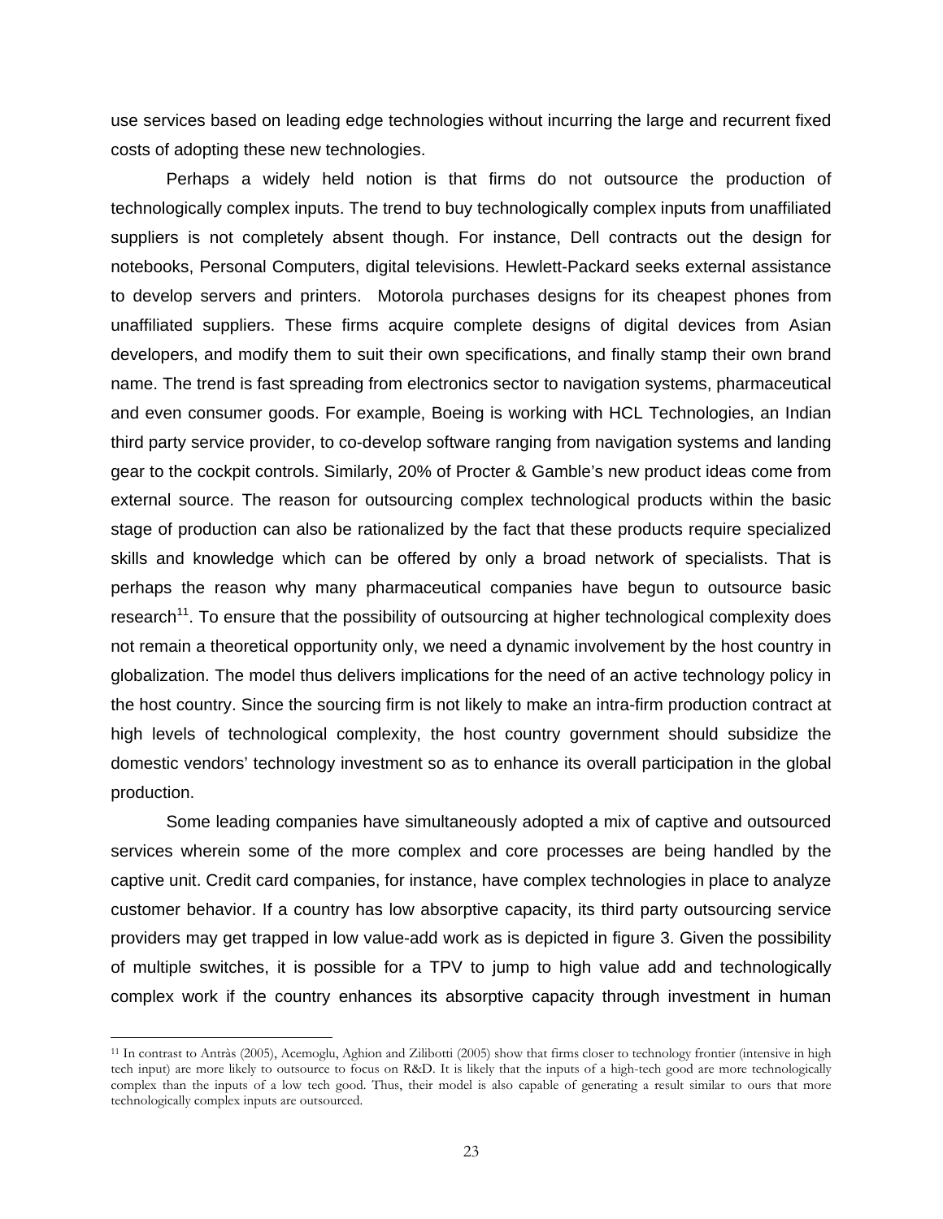use services based on leading edge technologies without incurring the large and recurrent fixed costs of adopting these new technologies.

Perhaps a widely held notion is that firms do not outsource the production of technologically complex inputs. The trend to buy technologically complex inputs from unaffiliated suppliers is not completely absent though. For instance, Dell contracts out the design for notebooks, Personal Computers, digital televisions. Hewlett-Packard seeks external assistance to develop servers and printers. Motorola purchases designs for its cheapest phones from unaffiliated suppliers. These firms acquire complete designs of digital devices from Asian developers, and modify them to suit their own specifications, and finally stamp their own brand name. The trend is fast spreading from electronics sector to navigation systems, pharmaceutical and even consumer goods. For example, Boeing is working with HCL Technologies, an Indian third party service provider, to co-develop software ranging from navigation systems and landing gear to the cockpit controls. Similarly, 20% of Procter & Gamble's new product ideas come from external source. The reason for outsourcing complex technological products within the basic stage of production can also be rationalized by the fact that these products require specialized skills and knowledge which can be offered by only a broad network of specialists. That is perhaps the reason why many pharmaceutical companies have begun to outsource basic research[11]. To ensure that the possibility of outsourcing at higher technological complexity does not remain a theoretical opportunity only, we need a dynamic involvement by the host country in globalization. The model thus delivers implications for the need of an active technology policy in the host country. Since the sourcing firm is not likely to make an intra-firm production contract at high levels of technological complexity, the host country government should subsidize the domestic vendors' technology investment so as to enhance its overall participation in the global production.

Some leading companies have simultaneously adopted a mix of captive and outsourced services wherein some of the more complex and core processes are being handled by the captive unit. Credit card companies, for instance, have complex technologies in place to analyze customer behavior. If a country has low absorptive capacity, its third party outsourcing service providers may get trapped in low value-add work as is depicted in figure 3. Given the possibility of multiple switches, it is possible for a TPV to jump to high value add and technologically complex work if the country enhances its absorptive capacity through investment in human

---

[11] In contrast to Antràs (2005), Acemoglu, Aghion and Zilibotti (2005) show that firms closer to technology frontier (intensive in high tech input) are more likely to outsource to focus on R&D. It is likely that the inputs of a high-tech good are more technologically complex than the inputs of a low tech good. Thus, their model is also capable of generating a result similar to ours that more technologically complex inputs are outsourced.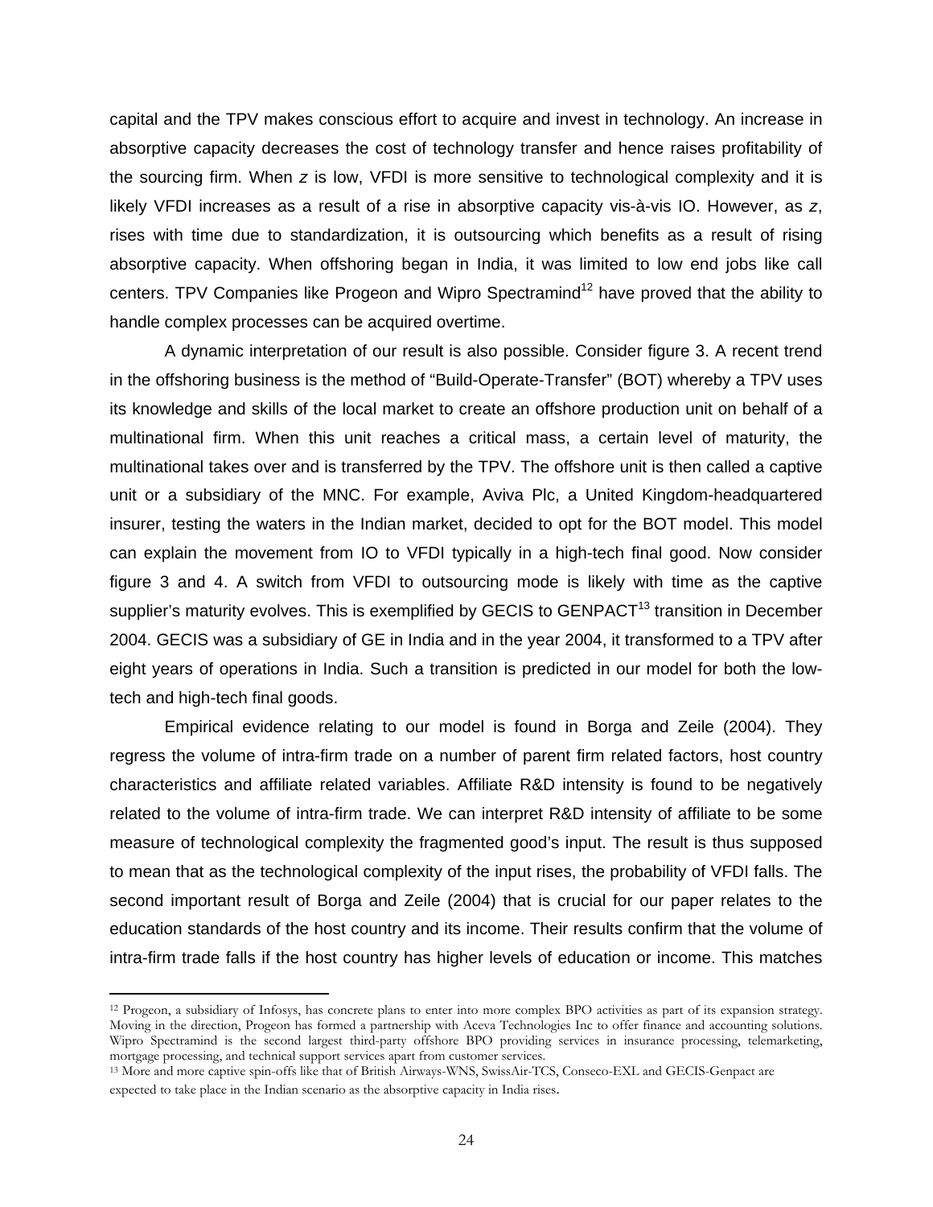capital and the TPV makes conscious effort to acquire and invest in technology. An increase in absorptive capacity decreases the cost of technology transfer and hence raises profitability of the sourcing firm. When $z$ is low, VFDI is more sensitive to technological complexity and it is likely VFDI increases as a result of a rise in absorptive capacity vis-à-vis IO. However, as $z$, rises with time due to standardization, it is outsourcing which benefits as a result of rising absorptive capacity. When offshoring began in India, it was limited to low end jobs like call centers. TPV Companies like Progeon and Wipro Spectramind[12] have proved that the ability to handle complex processes can be acquired overtime.

A dynamic interpretation of our result is also possible. Consider figure 3. A recent trend in the offshoring business is the method of "Build-Operate-Transfer" (BOT) whereby a TPV uses its knowledge and skills of the local market to create an offshore production unit on behalf of a multinational firm. When this unit reaches a critical mass, a certain level of maturity, the multinational takes over and is transferred by the TPV. The offshore unit is then called a captive unit or a subsidiary of the MNC. For example, Aviva Plc, a United Kingdom-headquartered insurer, testing the waters in the Indian market, decided to opt for the BOT model. This model can explain the movement from IO to VFDI typically in a high-tech final good. Now consider figure 3 and 4. A switch from VFDI to outsourcing mode is likely with time as the captive supplier's maturity evolves. This is exemplified by GECIS to GENPACT[13] transition in December 2004. GECIS was a subsidiary of GE in India and in the year 2004, it transformed to a TPV after eight years of operations in India. Such a transition is predicted in our model for both the low-tech and high-tech final goods.

Empirical evidence relating to our model is found in Borga and Zeile (2004). They regress the volume of intra-firm trade on a number of parent firm related factors, host country characteristics and affiliate related variables. Affiliate R&D intensity is found to be negatively related to the volume of intra-firm trade. We can interpret R&D intensity of affiliate to be some measure of technological complexity the fragmented good's input. The result is thus supposed to mean that as the technological complexity of the input rises, the probability of VFDI falls. The second important result of Borga and Zeile (2004) that is crucial for our paper relates to the education standards of the host country and its income. Their results confirm that the volume of intra-firm trade falls if the host country has higher levels of education or income. This matches

---

[12] Progeon, a subsidiary of Infosys, has concrete plans to enter into more complex BPO activities as part of its expansion strategy. Moving in the direction, Progeon has formed a partnership with Aceva Technologies Inc to offer finance and accounting solutions. Wipro Spectramind is the second largest third-party offshore BPO providing services in insurance processing, telemarketing, mortgage processing, and technical support services apart from customer services.

[13] More and more captive spin-offs like that of British Airways-WNS, SwissAir-TCS, Conseco-EXL and GECIS-Genpact are expected to take place in the Indian scenario as the absorptive capacity in India rises.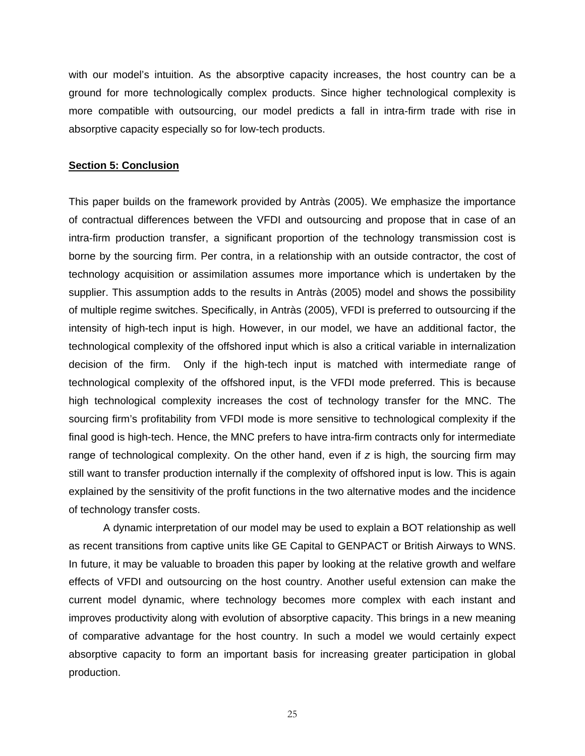with our model's intuition. As the absorptive capacity increases, the host country can be a ground for more technologically complex products. Since higher technological complexity is more compatible with outsourcing, our model predicts a fall in intra-firm trade with rise in absorptive capacity especially so for low-tech products.

## Section 5: Conclusion

This paper builds on the framework provided by Antràs (2005). We emphasize the importance of contractual differences between the VFDI and outsourcing and propose that in case of an intra-firm production transfer, a significant proportion of the technology transmission cost is borne by the sourcing firm. Per contra, in a relationship with an outside contractor, the cost of technology acquisition or assimilation assumes more importance which is undertaken by the supplier. This assumption adds to the results in Antràs (2005) model and shows the possibility of multiple regime switches. Specifically, in Antràs (2005), VFDI is preferred to outsourcing if the intensity of high-tech input is high. However, in our model, we have an additional factor, the technological complexity of the offshored input which is also a critical variable in internalization decision of the firm. Only if the high-tech input is matched with intermediate range of technological complexity of the offshored input, is the VFDI mode preferred. This is because high technological complexity increases the cost of technology transfer for the MNC. The sourcing firm's profitability from VFDI mode is more sensitive to technological complexity if the final good is high-tech. Hence, the MNC prefers to have intra-firm contracts only for intermediate range of technological complexity. On the other hand, even if $z$ is high, the sourcing firm may still want to transfer production internally if the complexity of offshored input is low. This is again explained by the sensitivity of the profit functions in the two alternative modes and the incidence of technology transfer costs.

A dynamic interpretation of our model may be used to explain a BOT relationship as well as recent transitions from captive units like GE Capital to GENPACT or British Airways to WNS. In future, it may be valuable to broaden this paper by looking at the relative growth and welfare effects of VFDI and outsourcing on the host country. Another useful extension can make the current model dynamic, where technology becomes more complex with each instant and improves productivity along with evolution of absorptive capacity. This brings in a new meaning of comparative advantage for the host country. In such a model we would certainly expect absorptive capacity to form an important basis for increasing greater participation in global production.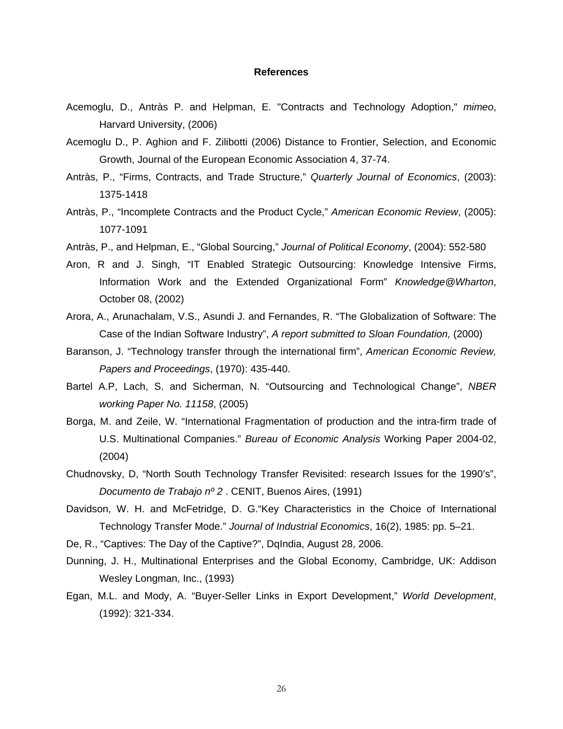## References

Acemoglu, D., Antràs P. and Helpman, E. "Contracts and Technology Adoption," *mimeo*, Harvard University, (2006)

Acemoglu D., P. Aghion and F. Zilibotti (2006) Distance to Frontier, Selection, and Economic Growth, Journal of the European Economic Association 4, 37-74.

Antràs, P., "Firms, Contracts, and Trade Structure," *Quarterly Journal of Economics*, (2003): 1375-1418

Antràs, P., "Incomplete Contracts and the Product Cycle," *American Economic Review*, (2005): 1077-1091

Antràs, P., and Helpman, E., "Global Sourcing," *Journal of Political Economy*, (2004): 552-580

Aron, R and J. Singh, "IT Enabled Strategic Outsourcing: Knowledge Intensive Firms, Information Work and the Extended Organizational Form" *Knowledge@Wharton*, October 08, (2002)

Arora, A., Arunachalam, V.S., Asundi J. and Fernandes, R. "The Globalization of Software: The Case of the Indian Software Industry", *A report submitted to Sloan Foundation,* (2000)

Baranson, J. "Technology transfer through the international firm", *American Economic Review, Papers and Proceedings*, (1970): 435-440.

Bartel A.P, Lach, S. and Sicherman, N. "Outsourcing and Technological Change", *NBER working Paper No. 11158*, (2005)

Borga, M. and Zeile, W. "International Fragmentation of production and the intra-firm trade of U.S. Multinational Companies." *Bureau of Economic Analysis* Working Paper 2004-02, (2004)

Chudnovsky, D, "North South Technology Transfer Revisited: research Issues for the 1990's", *Documento de Trabajo nº 2* . CENIT, Buenos Aires, (1991)

Davidson, W. H. and McFetridge, D. G."Key Characteristics in the Choice of International Technology Transfer Mode." *Journal of Industrial Economics*, 16(2), 1985: pp. 5–21.

De, R., "Captives: The Day of the Captive?", DqIndia, August 28, 2006.

Dunning, J. H., Multinational Enterprises and the Global Economy, Cambridge, UK: Addison Wesley Longman, Inc., (1993)

Egan, M.L. and Mody, A. "Buyer-Seller Links in Export Development," *World Development*, (1992): 321-334.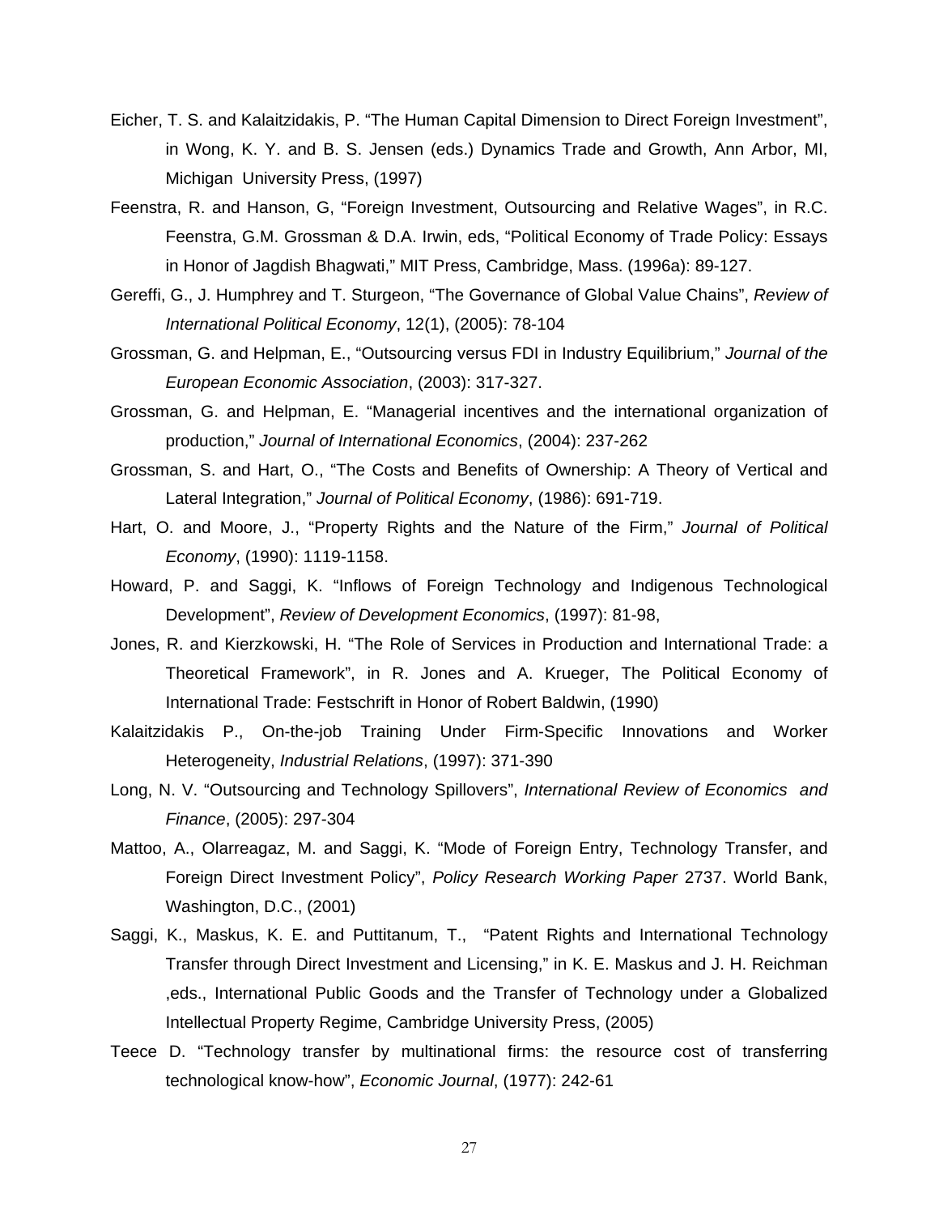Eicher, T. S. and Kalaitzidakis, P. "The Human Capital Dimension to Direct Foreign Investment", in Wong, K. Y. and B. S. Jensen (eds.) Dynamics Trade and Growth, Ann Arbor, MI, Michigan University Press, (1997)

Feenstra, R. and Hanson, G, "Foreign Investment, Outsourcing and Relative Wages", in R.C. Feenstra, G.M. Grossman & D.A. Irwin, eds, "Political Economy of Trade Policy: Essays in Honor of Jagdish Bhagwati," MIT Press, Cambridge, Mass. (1996a): 89-127.

Gereffi, G., J. Humphrey and T. Sturgeon, "The Governance of Global Value Chains", *Review of International Political Economy*, 12(1), (2005): 78-104

Grossman, G. and Helpman, E., "Outsourcing versus FDI in Industry Equilibrium," *Journal of the European Economic Association*, (2003): 317-327.

Grossman, G. and Helpman, E. "Managerial incentives and the international organization of production," *Journal of International Economics*, (2004): 237-262

Grossman, S. and Hart, O., "The Costs and Benefits of Ownership: A Theory of Vertical and Lateral Integration," *Journal of Political Economy*, (1986): 691-719.

Hart, O. and Moore, J., "Property Rights and the Nature of the Firm," *Journal of Political Economy*, (1990): 1119-1158.

Howard, P. and Saggi, K. "Inflows of Foreign Technology and Indigenous Technological Development", *Review of Development Economics*, (1997): 81-98,

Jones, R. and Kierzkowski, H. "The Role of Services in Production and International Trade: a Theoretical Framework", in R. Jones and A. Krueger, The Political Economy of International Trade: Festschrift in Honor of Robert Baldwin, (1990)

Kalaitzidakis P., On-the-job Training Under Firm-Specific Innovations and Worker Heterogeneity, *Industrial Relations*, (1997): 371-390

Long, N. V. "Outsourcing and Technology Spillovers", *International Review of Economics and Finance*, (2005): 297-304

Mattoo, A., Olarreagaz, M. and Saggi, K. "Mode of Foreign Entry, Technology Transfer, and Foreign Direct Investment Policy", *Policy Research Working Paper* 2737. World Bank, Washington, D.C., (2001)

Saggi, K., Maskus, K. E. and Puttitanum, T., "Patent Rights and International Technology Transfer through Direct Investment and Licensing," in K. E. Maskus and J. H. Reichman ,eds., International Public Goods and the Transfer of Technology under a Globalized Intellectual Property Regime, Cambridge University Press, (2005)

Teece D. "Technology transfer by multinational firms: the resource cost of transferring technological know-how", *Economic Journal*, (1977): 242-61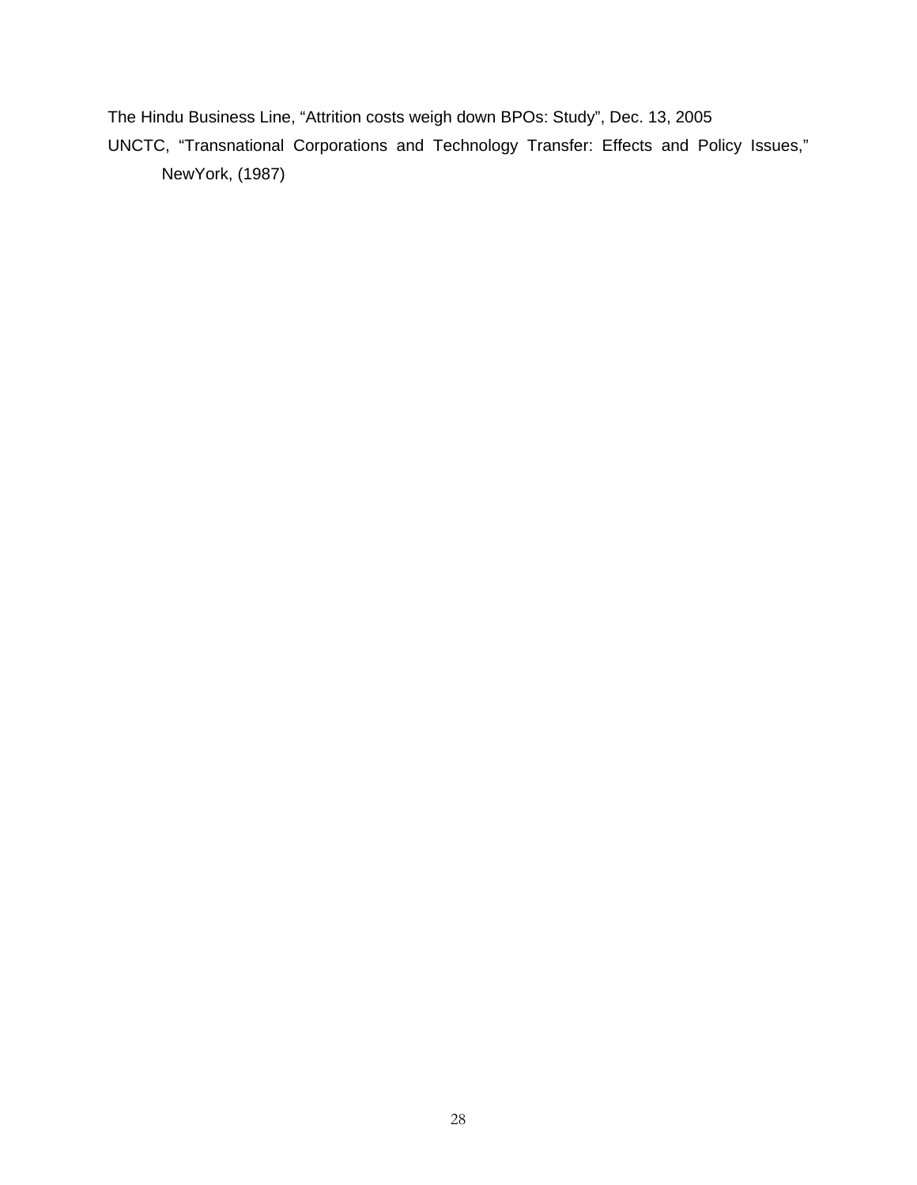The Hindu Business Line, “Attrition costs weigh down BPOs: Study”, Dec. 13, 2005

UNCTC, “Transnational Corporations and Technology Transfer: Effects and Policy Issues,” NewYork, (1987)